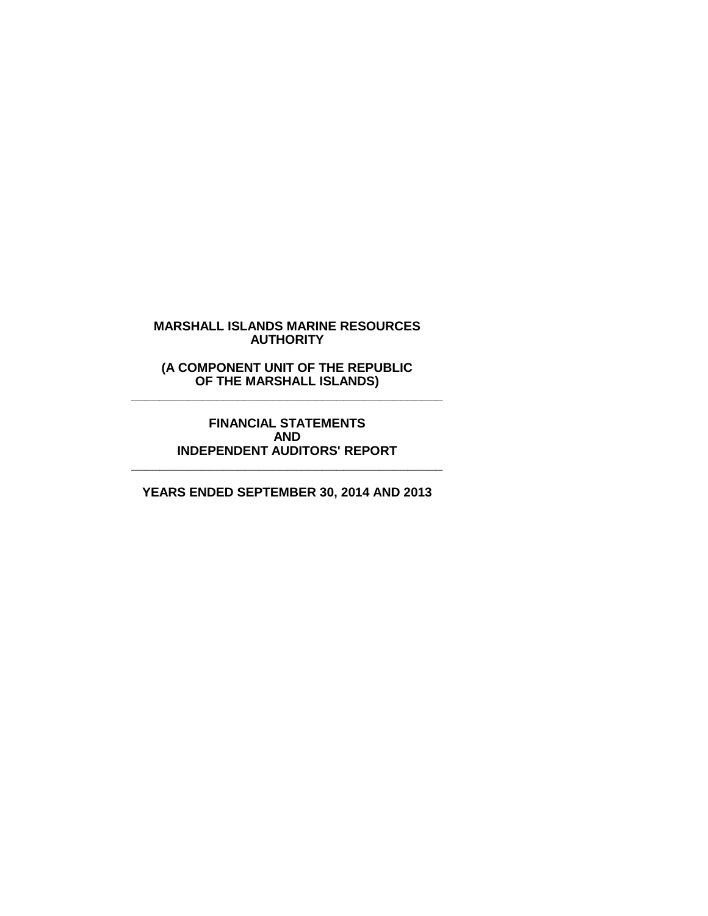# MARSHALL ISLANDS MARINE RESOURCES AUTHORITY

## (A COMPONENT UNIT OF THE REPUBLIC OF THE MARSHALL ISLANDS)

---

## FINANCIAL STATEMENTS AND INDEPENDENT AUDITORS' REPORT

---

## YEARS ENDED SEPTEMBER 30, 2014 AND 2013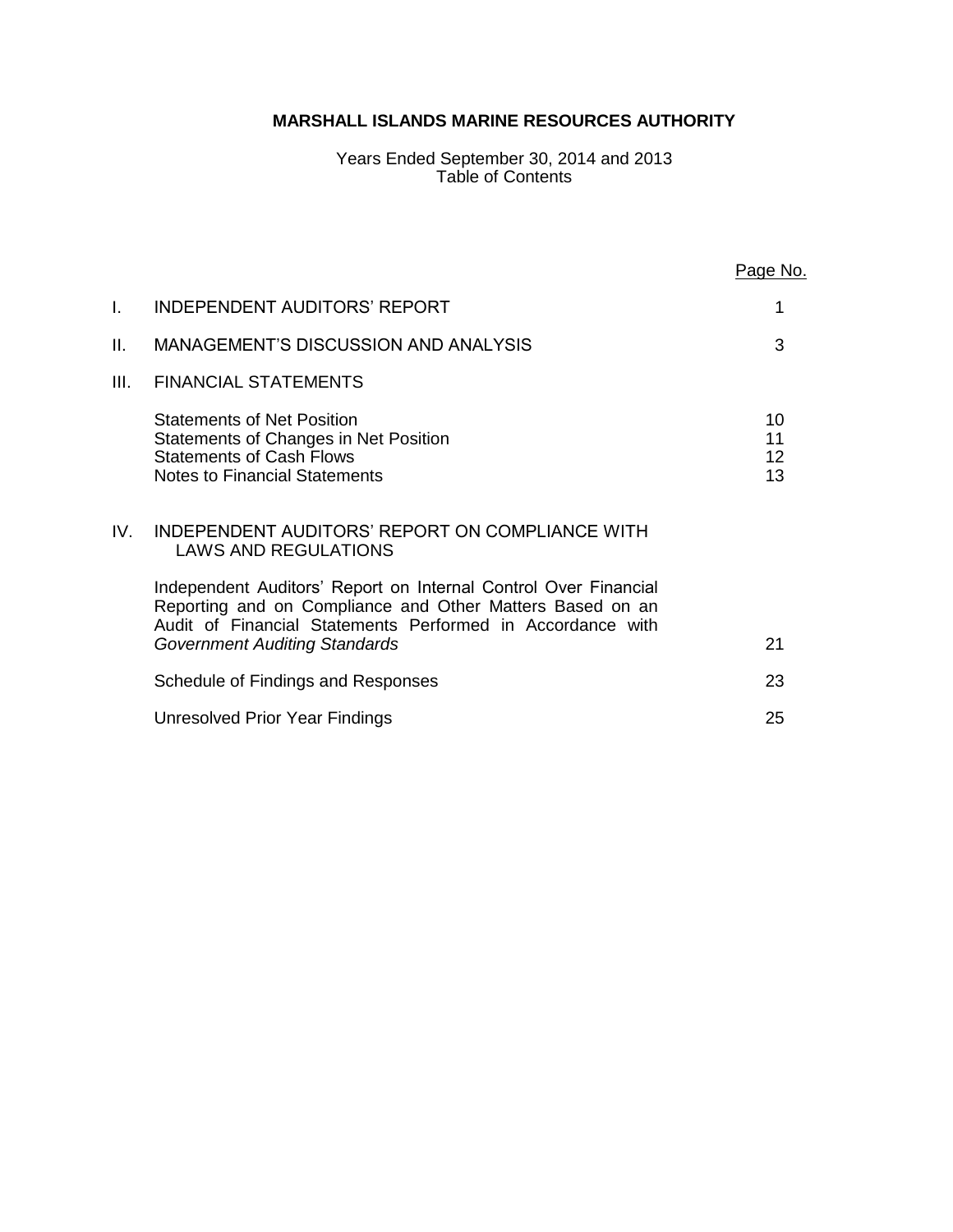# MARSHALL ISLANDS MARINE RESOURCES AUTHORITY

Years Ended September 30, 2014 and 2013
Table of Contents

| | | Page No. |
|---|---|---|
| I. | INDEPENDENT AUDITORS' REPORT | 1 |
| II. | MANAGEMENT'S DISCUSSION AND ANALYSIS | 3 |
| III. | FINANCIAL STATEMENTS | |
| | Statements of Net Position | 10 |
| | Statements of Changes in Net Position | 11 |
| | Statements of Cash Flows | 12 |
| | Notes to Financial Statements | 13 |
| IV. | INDEPENDENT AUDITORS' REPORT ON COMPLIANCE WITH LAWS AND REGULATIONS | |
| | Independent Auditors' Report on Internal Control Over Financial Reporting and on Compliance and Other Matters Based on an Audit of Financial Statements Performed in Accordance with *Government Auditing Standards* | 21 |
| | Schedule of Findings and Responses | 23 |
| | Unresolved Prior Year Findings | 25 |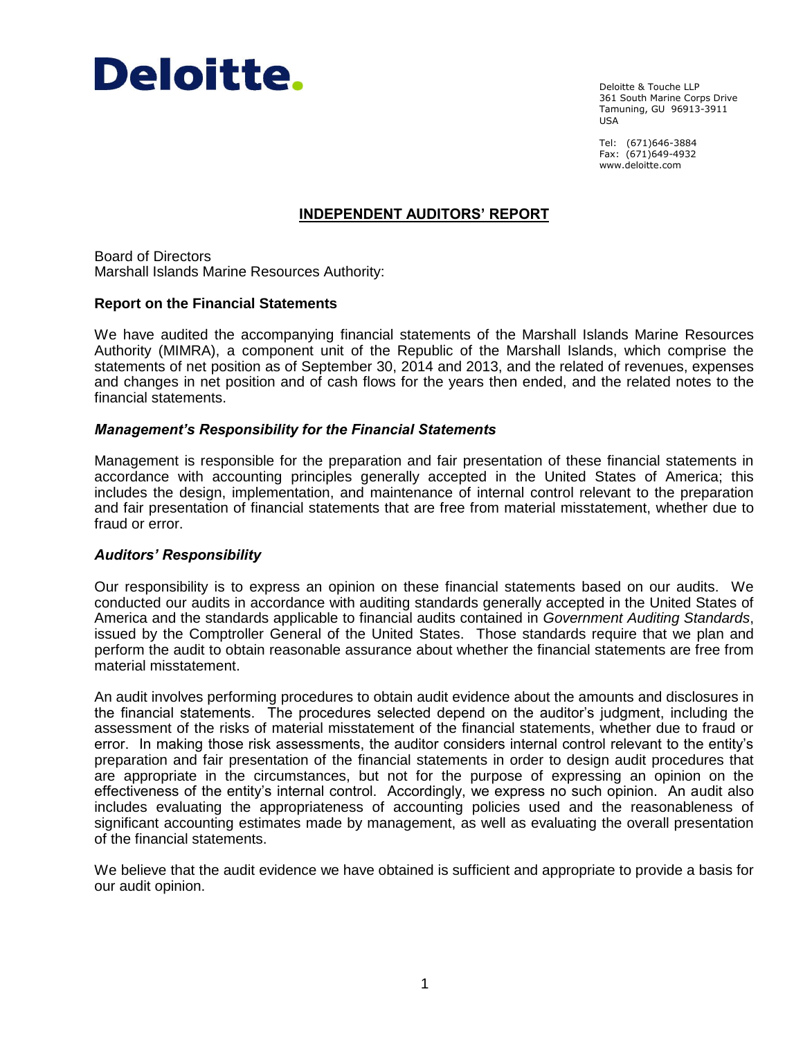Deloitte.

Deloitte & Touche LLP
361 South Marine Corps Drive
Tamuning, GU 96913-3911
USA

Tel: (671)646-3884
Fax: (671)649-4932
www.deloitte.com

## INDEPENDENT AUDITORS' REPORT

Board of Directors
Marshall Islands Marine Resources Authority:

### Report on the Financial Statements

We have audited the accompanying financial statements of the Marshall Islands Marine Resources Authority (MIMRA), a component unit of the Republic of the Marshall Islands, which comprise the statements of net position as of September 30, 2014 and 2013, and the related of revenues, expenses and changes in net position and of cash flows for the years then ended, and the related notes to the financial statements.

### *Management's Responsibility for the Financial Statements*

Management is responsible for the preparation and fair presentation of these financial statements in accordance with accounting principles generally accepted in the United States of America; this includes the design, implementation, and maintenance of internal control relevant to the preparation and fair presentation of financial statements that are free from material misstatement, whether due to fraud or error.

### *Auditors' Responsibility*

Our responsibility is to express an opinion on these financial statements based on our audits. We conducted our audits in accordance with auditing standards generally accepted in the United States of America and the standards applicable to financial audits contained in *Government Auditing Standards*, issued by the Comptroller General of the United States. Those standards require that we plan and perform the audit to obtain reasonable assurance about whether the financial statements are free from material misstatement.

An audit involves performing procedures to obtain audit evidence about the amounts and disclosures in the financial statements. The procedures selected depend on the auditor's judgment, including the assessment of the risks of material misstatement of the financial statements, whether due to fraud or error. In making those risk assessments, the auditor considers internal control relevant to the entity's preparation and fair presentation of the financial statements in order to design audit procedures that are appropriate in the circumstances, but not for the purpose of expressing an opinion on the effectiveness of the entity's internal control. Accordingly, we express no such opinion. An audit also includes evaluating the appropriateness of accounting policies used and the reasonableness of significant accounting estimates made by management, as well as evaluating the overall presentation of the financial statements.

We believe that the audit evidence we have obtained is sufficient and appropriate to provide a basis for our audit opinion.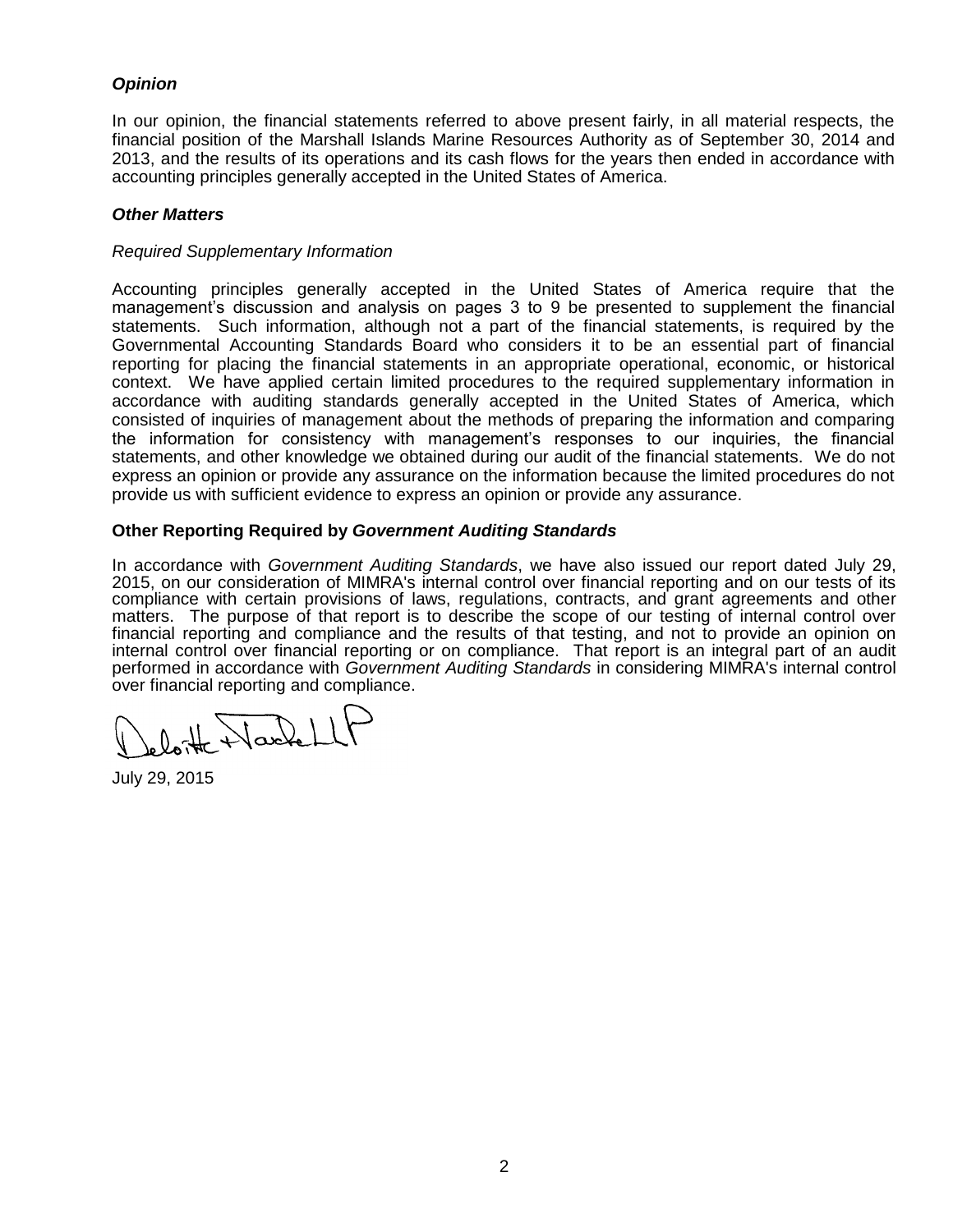***Opinion***

In our opinion, the financial statements referred to above present fairly, in all material respects, the financial position of the Marshall Islands Marine Resources Authority as of September 30, 2014 and 2013, and the results of its operations and its cash flows for the years then ended in accordance with accounting principles generally accepted in the United States of America.

***Other Matters***

*Required Supplementary Information*

Accounting principles generally accepted in the United States of America require that the management's discussion and analysis on pages 3 to 9 be presented to supplement the financial statements. Such information, although not a part of the financial statements, is required by the Governmental Accounting Standards Board who considers it to be an essential part of financial reporting for placing the financial statements in an appropriate operational, economic, or historical context. We have applied certain limited procedures to the required supplementary information in accordance with auditing standards generally accepted in the United States of America, which consisted of inquiries of management about the methods of preparing the information and comparing the information for consistency with management's responses to our inquiries, the financial statements, and other knowledge we obtained during our audit of the financial statements. We do not express an opinion or provide any assurance on the information because the limited procedures do not provide us with sufficient evidence to express an opinion or provide any assurance.

**Other Reporting Required by *Government Auditing Standards***

In accordance with *Government Auditing Standards*, we have also issued our report dated July 29, 2015, on our consideration of MIMRA's internal control over financial reporting and on our tests of its compliance with certain provisions of laws, regulations, contracts, and grant agreements and other matters. The purpose of that report is to describe the scope of our testing of internal control over financial reporting and compliance and the results of that testing, and not to provide an opinion on internal control over financial reporting or on compliance. That report is an integral part of an audit performed in accordance with *Government Auditing Standards* in considering MIMRA's internal control over financial reporting and compliance.

Deloitte & Touche LLP

July 29, 2015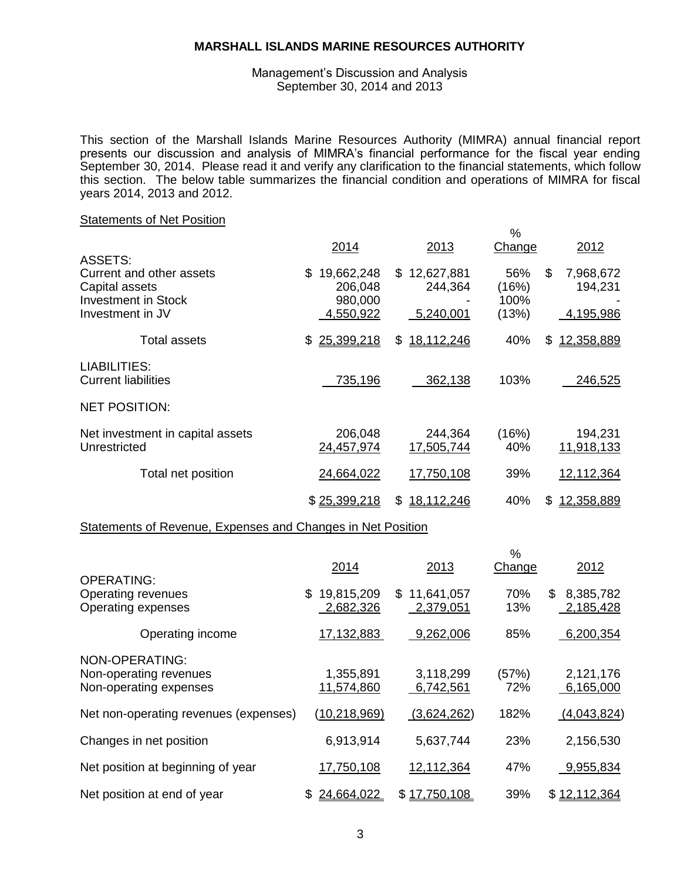# MARSHALL ISLANDS MARINE RESOURCES AUTHORITY

Management's Discussion and Analysis
September 30, 2014 and 2013

This section of the Marshall Islands Marine Resources Authority (MIMRA) annual financial report presents our discussion and analysis of MIMRA's financial performance for the fiscal year ending September 30, 2014. Please read it and verify any clarification to the financial statements, which follow this section. The below table summarizes the financial condition and operations of MIMRA for fiscal years 2014, 2013 and 2012.

Statements of Net Position

| | 2014 | 2013 | % Change | 2012 |
|---|---|---|---|---|
| ASSETS: | | | | |
| Current and other assets | $ 19,662,248 | $ 12,627,881 | 56% | $ 7,968,672 |
| Capital assets | 206,048 | 244,364 | (16%) | 194,231 |
| Investment in Stock | 980,000 | - | 100% | - |
| Investment in JV | 4,550,922 | 5,240,001 | (13%) | 4,195,986 |
| Total assets | $ 25,399,218 | $ 18,112,246 | 40% | $ 12,358,889 |
| LIABILITIES: | | | | |
| Current liabilities | 735,196 | 362,138 | 103% | 246,525 |
| NET POSITION: | | | | |
| Net investment in capital assets | 206,048 | 244,364 | (16%) | 194,231 |
| Unrestricted | 24,457,974 | 17,505,744 | 40% | 11,918,133 |
| Total net position | 24,664,022 | 17,750,108 | 39% | 12,112,364 |
| | $ 25,399,218 | $ 18,112,246 | 40% | $ 12,358,889 |

Statements of Revenue, Expenses and Changes in Net Position

| | 2014 | 2013 | % Change | 2012 |
|---|---|---|---|---|
| OPERATING: | | | | |
| Operating revenues | $ 19,815,209 | $ 11,641,057 | 70% | $ 8,385,782 |
| Operating expenses | 2,682,326 | 2,379,051 | 13% | 2,185,428 |
| Operating income | 17,132,883 | 9,262,006 | 85% | 6,200,354 |
| NON-OPERATING: | | | | |
| Non-operating revenues | 1,355,891 | 3,118,299 | (57%) | 2,121,176 |
| Non-operating expenses | 11,574,860 | 6,742,561 | 72% | 6,165,000 |
| Net non-operating revenues (expenses) | (10,218,969) | (3,624,262) | 182% | (4,043,824) |
| Changes in net position | 6,913,914 | 5,637,744 | 23% | 2,156,530 |
| Net position at beginning of year | 17,750,108 | 12,112,364 | 47% | 9,955,834 |
| Net position at end of year | $ 24,664,022 | $ 17,750,108 | 39% | $ 12,112,364 |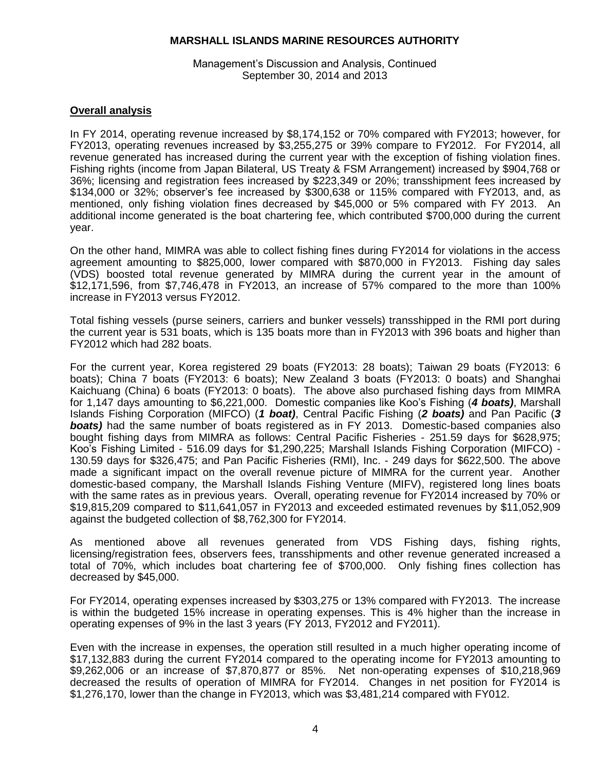## Overall analysis

In FY 2014, operating revenue increased by $8,174,152 or 70% compared with FY2013; however, for FY2013, operating revenues increased by $3,255,275 or 39% compare to FY2012. For FY2014, all revenue generated has increased during the current year with the exception of fishing violation fines. Fishing rights (income from Japan Bilateral, US Treaty & FSM Arrangement) increased by $904,768 or 36%; licensing and registration fees increased by $223,349 or 20%; transshipment fees increased by $134,000 or 32%; observer's fee increased by $300,638 or 115% compared with FY2013, and, as mentioned, only fishing violation fines decreased by $45,000 or 5% compared with FY 2013. An additional income generated is the boat chartering fee, which contributed $700,000 during the current year.

On the other hand, MIMRA was able to collect fishing fines during FY2014 for violations in the access agreement amounting to $825,000, lower compared with $870,000 in FY2013. Fishing day sales (VDS) boosted total revenue generated by MIMRA during the current year in the amount of $12,171,596, from $7,746,478 in FY2013, an increase of 57% compared to the more than 100% increase in FY2013 versus FY2012.

Total fishing vessels (purse seiners, carriers and bunker vessels) transshipped in the RMI port during the current year is 531 boats, which is 135 boats more than in FY2013 with 396 boats and higher than FY2012 which had 282 boats.

For the current year, Korea registered 29 boats (FY2013: 28 boats); Taiwan 29 boats (FY2013: 6 boats); China 7 boats (FY2013: 6 boats); New Zealand 3 boats (FY2013: 0 boats) and Shanghai Kaichuang (China) 6 boats (FY2013: 0 boats). The above also purchased fishing days from MIMRA for 1,147 days amounting to $6,221,000. Domestic companies like Koo's Fishing (***4 boats)***, Marshall Islands Fishing Corporation (MIFCO) (***1 boat)***, Central Pacific Fishing (***2 boats)*** and Pan Pacific (***3 boats)*** had the same number of boats registered as in FY 2013. Domestic-based companies also bought fishing days from MIMRA as follows: Central Pacific Fisheries - 251.59 days for $628,975; Koo's Fishing Limited - 516.09 days for $1,290,225; Marshall Islands Fishing Corporation (MIFCO) - 130.59 days for $326,475; and Pan Pacific Fisheries (RMI), Inc. - 249 days for $622,500. The above made a significant impact on the overall revenue picture of MIMRA for the current year. Another domestic-based company, the Marshall Islands Fishing Venture (MIFV), registered long lines boats with the same rates as in previous years. Overall, operating revenue for FY2014 increased by 70% or $19,815,209 compared to $11,641,057 in FY2013 and exceeded estimated revenues by $11,052,909 against the budgeted collection of $8,762,300 for FY2014.

As mentioned above all revenues generated from VDS Fishing days, fishing rights, licensing/registration fees, observers fees, transshipments and other revenue generated increased a total of 70%, which includes boat chartering fee of $700,000. Only fishing fines collection has decreased by $45,000.

For FY2014, operating expenses increased by $303,275 or 13% compared with FY2013. The increase is within the budgeted 15% increase in operating expenses. This is 4% higher than the increase in operating expenses of 9% in the last 3 years (FY 2013, FY2012 and FY2011).

Even with the increase in expenses, the operation still resulted in a much higher operating income of $17,132,883 during the current FY2014 compared to the operating income for FY2013 amounting to $9,262,006 or an increase of $7,870,877 or 85%. Net non-operating expenses of $10,218,969 decreased the results of operation of MIMRA for FY2014. Changes in net position for FY2014 is $1,276,170, lower than the change in FY2013, which was $3,481,214 compared with FY012.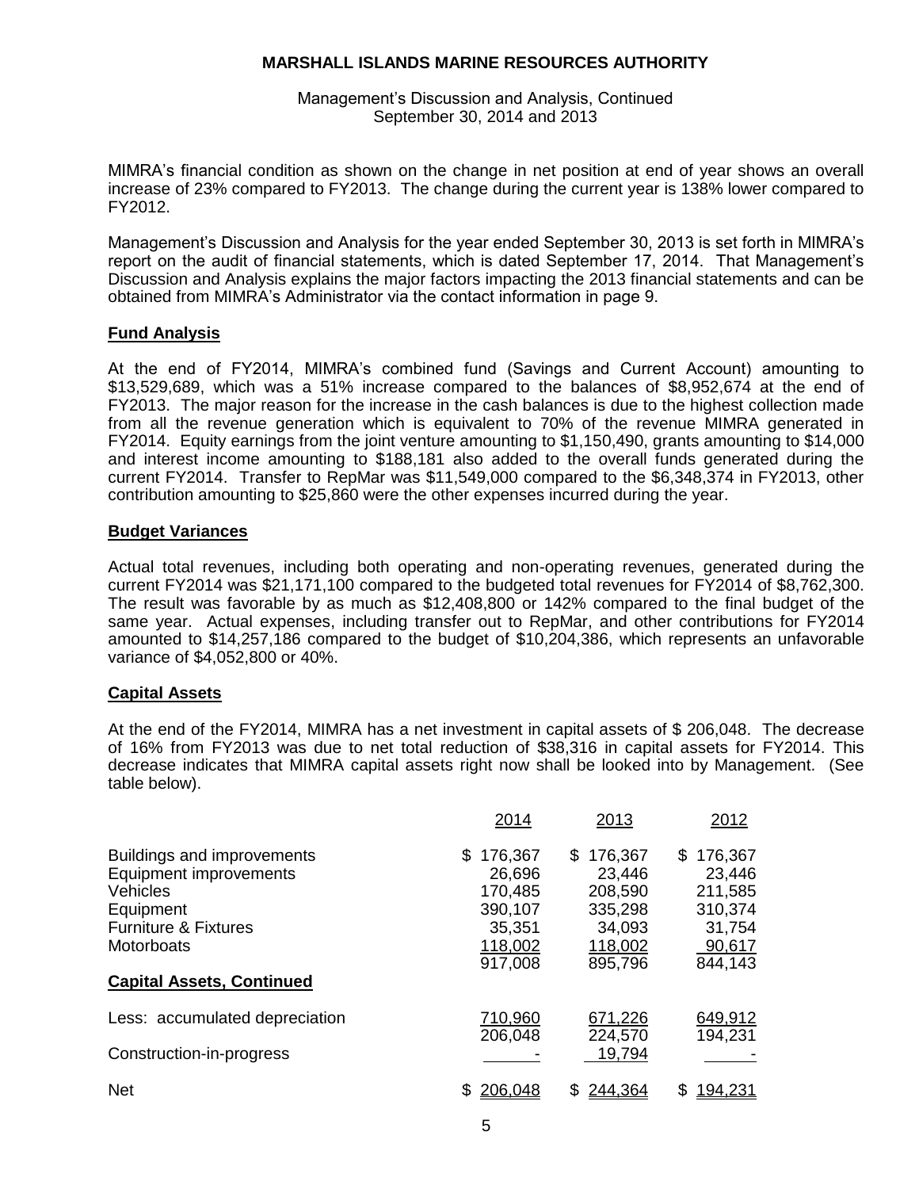MIMRA's financial condition as shown on the change in net position at end of year shows an overall increase of 23% compared to FY2013. The change during the current year is 138% lower compared to FY2012.

Management's Discussion and Analysis for the year ended September 30, 2013 is set forth in MIMRA's report on the audit of financial statements, which is dated September 17, 2014. That Management's Discussion and Analysis explains the major factors impacting the 2013 financial statements and can be obtained from MIMRA's Administrator via the contact information in page 9.

## Fund Analysis

At the end of FY2014, MIMRA's combined fund (Savings and Current Account) amounting to $13,529,689, which was a 51% increase compared to the balances of $8,952,674 at the end of FY2013. The major reason for the increase in the cash balances is due to the highest collection made from all the revenue generation which is equivalent to 70% of the revenue MIMRA generated in FY2014. Equity earnings from the joint venture amounting to $1,150,490, grants amounting to $14,000 and interest income amounting to $188,181 also added to the overall funds generated during the current FY2014. Transfer to RepMar was $11,549,000 compared to the $6,348,374 in FY2013, other contribution amounting to $25,860 were the other expenses incurred during the year.

## Budget Variances

Actual total revenues, including both operating and non-operating revenues, generated during the current FY2014 was $21,171,100 compared to the budgeted total revenues for FY2014 of $8,762,300. The result was favorable by as much as $12,408,800 or 142% compared to the final budget of the same year. Actual expenses, including transfer out to RepMar, and other contributions for FY2014 amounted to $14,257,186 compared to the budget of $10,204,386, which represents an unfavorable variance of $4,052,800 or 40%.

## Capital Assets

At the end of the FY2014, MIMRA has a net investment in capital assets of $ 206,048. The decrease of 16% from FY2013 was due to net total reduction of $38,316 in capital assets for FY2014. This decrease indicates that MIMRA capital assets right now shall be looked into by Management. (See table below).

| | 2014 | 2013 | 2012 |
|---|---|---|---|
| Buildings and improvements | $ 176,367 | $ 176,367 | $ 176,367 |
| Equipment improvements | 26,696 | 23,446 | 23,446 |
| Vehicles | 170,485 | 208,590 | 211,585 |
| Equipment | 390,107 | 335,298 | 310,374 |
| Furniture & Fixtures | 35,351 | 34,093 | 31,754 |
| Motorboats | 118,002 | 118,002 | 90,617 |
| | 917,008 | 895,796 | 844,143 |
| **Capital Assets, Continued** | | | |
| Less: accumulated depreciation | 710,960 | 671,226 | 649,912 |
| | 206,048 | 224,570 | 194,231 |
| Construction-in-progress | - | 19,794 | - |
| Net | $ 206,048 | $ 244,364 | $ 194,231 |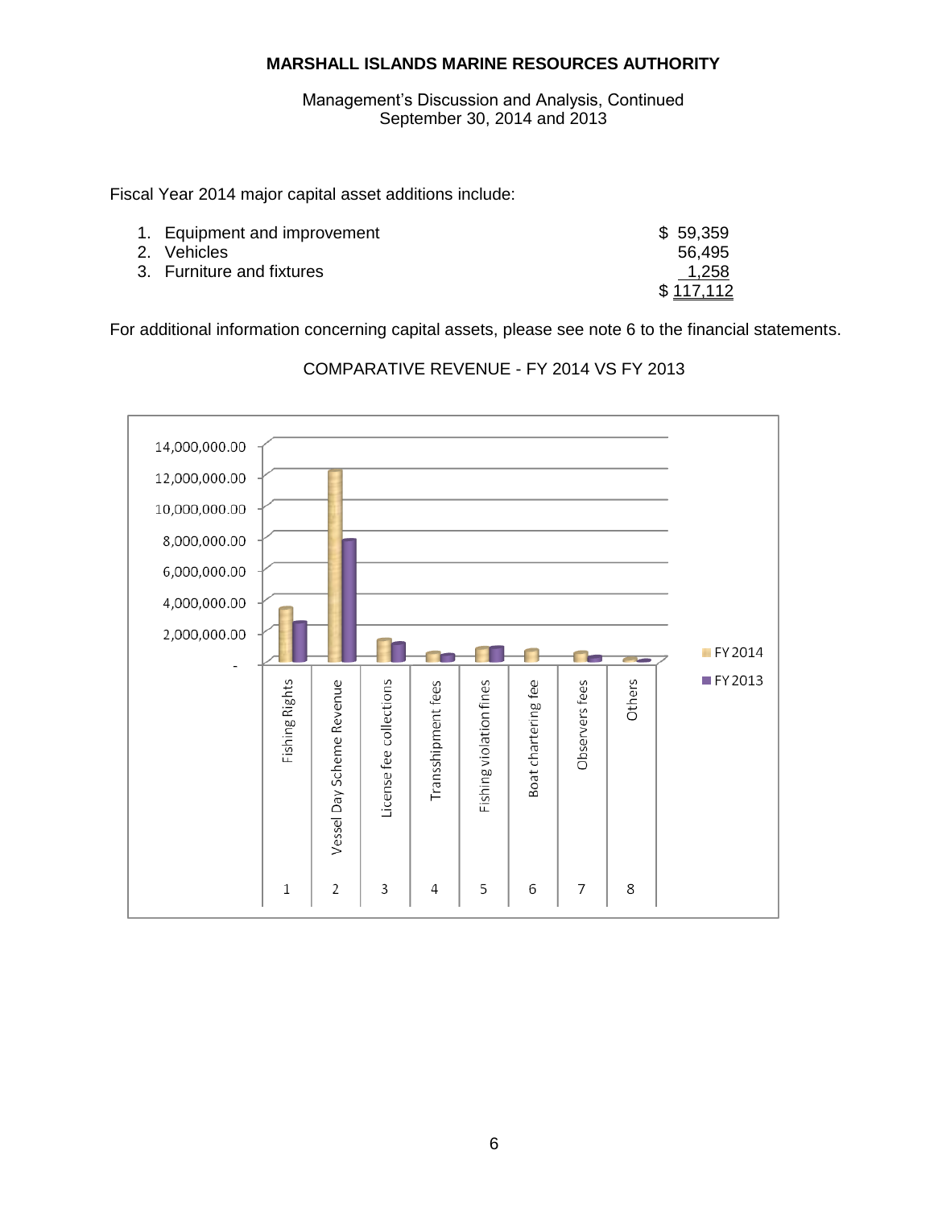**MARSHALL ISLANDS MARINE RESOURCES AUTHORITY**

Management's Discussion and Analysis, Continued
September 30, 2014 and 2013

Fiscal Year 2014 major capital asset additions include:

| | |
|---|---:|
| 1. Equipment and improvement | $ 59,359 |
| 2. Vehicles | 56,495 |
| 3. Furniture and fixtures | 1,258 |
| | $ 117,112 |

For additional information concerning capital assets, please see note 6 to the financial statements.

COMPARATIVE REVENUE - FY 2014 VS FY 2013

14,000,000.00
12,000,000.00
10,000,000.00
8,000,000.00
6,000,000.00
4,000,000.00
2,000,000.00
-

■ FY 2014
■ FY 2013

| 1 | 2 | 3 | 4 | 5 | 6 | 7 | 8 |
|---|---|---|---|---|---|---|---|
| Fishing Rights | Vessel Day Scheme Revenue | License fee collections | Transshipment fees | Fishing violation fines | Boat chartering fee | Observers fees | Others |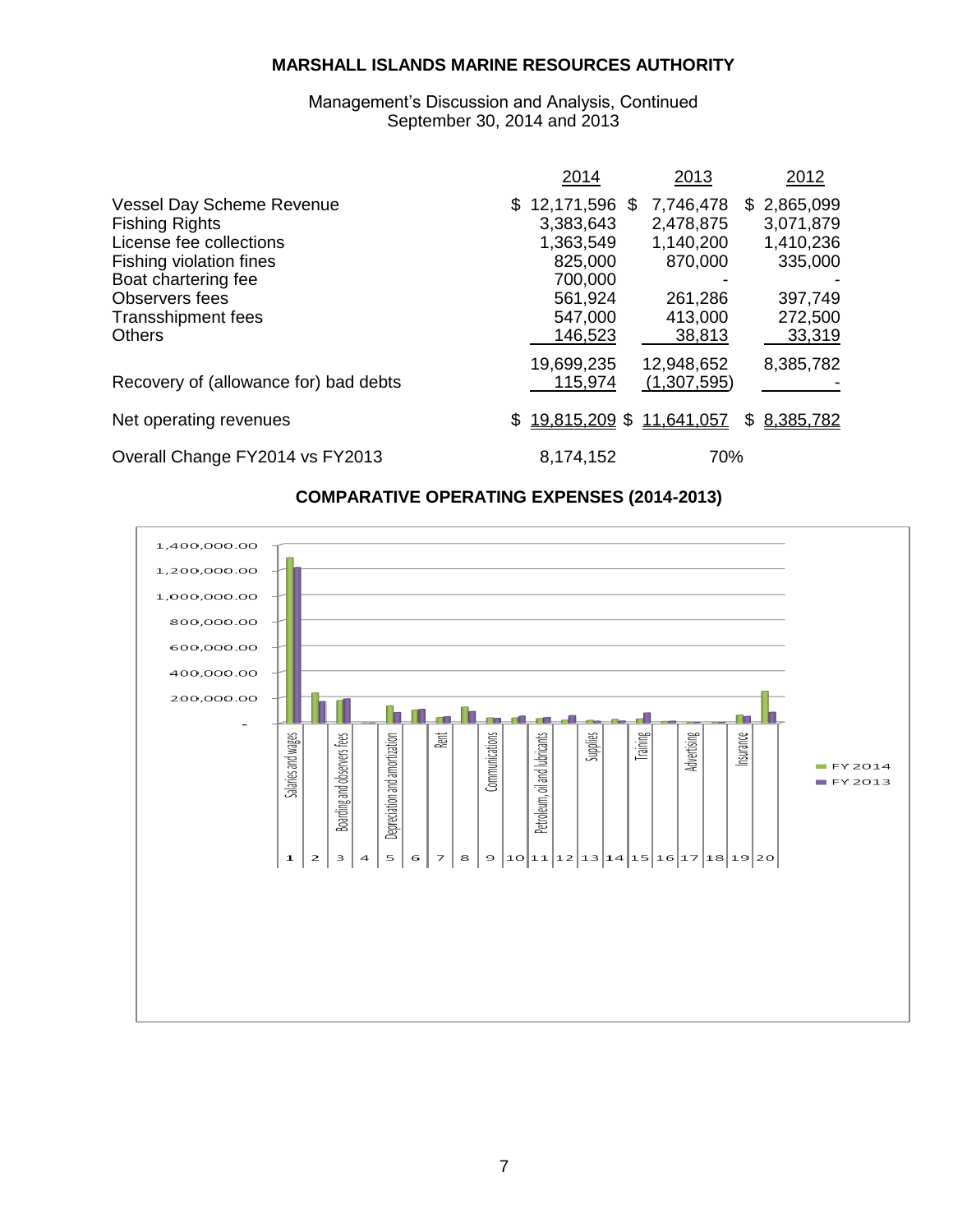| | 2014 | 2013 | 2012 |
|---|---|---|---|
| Vessel Day Scheme Revenue | $ 12,171,596 | $ 7,746,478 | $ 2,865,099 |
| Fishing Rights | 3,383,643 | 2,478,875 | 3,071,879 |
| License fee collections | 1,363,549 | 1,140,200 | 1,410,236 |
| Fishing violation fines | 825,000 | 870,000 | 335,000 |
| Boat chartering fee | 700,000 | - | - |
| Observers fees | 561,924 | 261,286 | 397,749 |
| Transshipment fees | 547,000 | 413,000 | 272,500 |
| Others | 146,523 | 38,813 | 33,319 |
| | 19,699,235 | 12,948,652 | 8,385,782 |
| Recovery of (allowance for) bad debts | 115,974 | (1,307,595) | - |
| Net operating revenues | $ 19,815,209 | $ 11,641,057 | $ 8,385,782 |
| Overall Change FY2014 vs FY2013 | 8,174,152 | 70% | |

## COMPARATIVE OPERATING EXPENSES (2014-2013)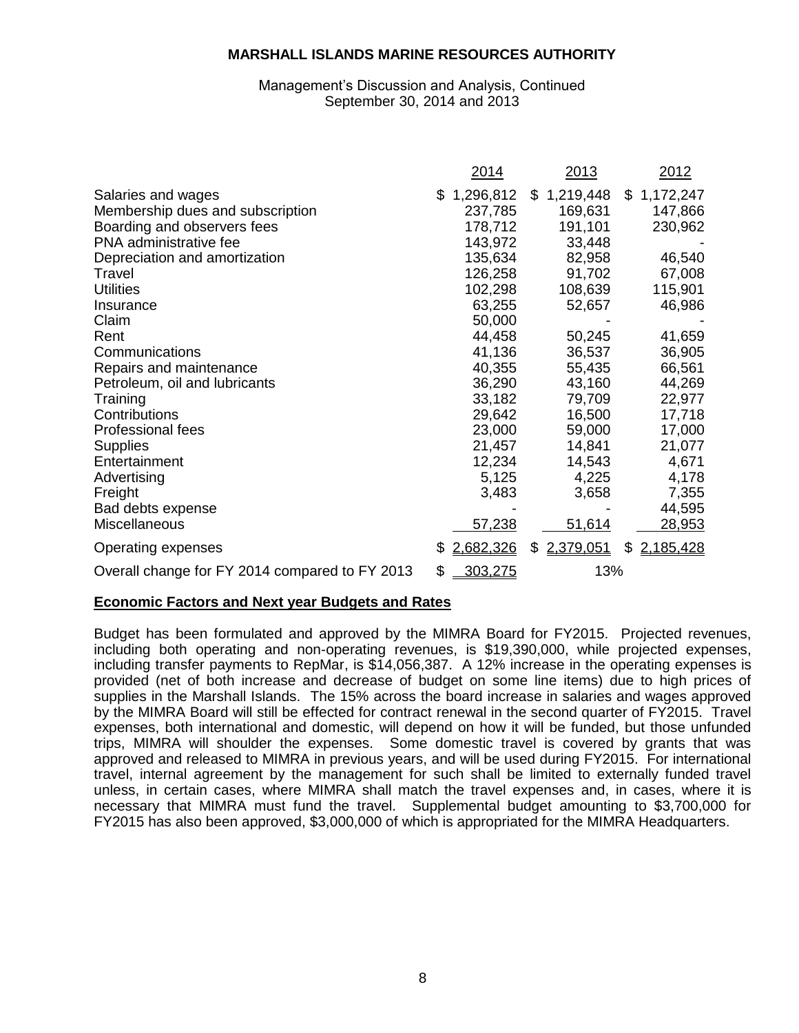**MARSHALL ISLANDS MARINE RESOURCES AUTHORITY**

Management's Discussion and Analysis, Continued
September 30, 2014 and 2013

| | 2014 | 2013 | 2012 |
|---|---|---|---|
| Salaries and wages | $ 1,296,812 | $ 1,219,448 | $ 1,172,247 |
| Membership dues and subscription | 237,785 | 169,631 | 147,866 |
| Boarding and observers fees | 178,712 | 191,101 | 230,962 |
| PNA administrative fee | 143,972 | 33,448 | - |
| Depreciation and amortization | 135,634 | 82,958 | 46,540 |
| Travel | 126,258 | 91,702 | 67,008 |
| Utilities | 102,298 | 108,639 | 115,901 |
| Insurance | 63,255 | 52,657 | 46,986 |
| Claim | 50,000 | - | - |
| Rent | 44,458 | 50,245 | 41,659 |
| Communications | 41,136 | 36,537 | 36,905 |
| Repairs and maintenance | 40,355 | 55,435 | 66,561 |
| Petroleum, oil and lubricants | 36,290 | 43,160 | 44,269 |
| Training | 33,182 | 79,709 | 22,977 |
| Contributions | 29,642 | 16,500 | 17,718 |
| Professional fees | 23,000 | 59,000 | 17,000 |
| Supplies | 21,457 | 14,841 | 21,077 |
| Entertainment | 12,234 | 14,543 | 4,671 |
| Advertising | 5,125 | 4,225 | 4,178 |
| Freight | 3,483 | 3,658 | 7,355 |
| Bad debts expense | - | - | 44,595 |
| Miscellaneous | 57,238 | 51,614 | 28,953 |
| Operating expenses | $ 2,682,326 | $ 2,379,051 | $ 2,185,428 |
| Overall change for FY 2014 compared to FY 2013 | $ 303,275 | 13% | |

**Economic Factors and Next year Budgets and Rates**

Budget has been formulated and approved by the MIMRA Board for FY2015. Projected revenues, including both operating and non-operating revenues, is $19,390,000, while projected expenses, including transfer payments to RepMar, is $14,056,387. A 12% increase in the operating expenses is provided (net of both increase and decrease of budget on some line items) due to high prices of supplies in the Marshall Islands. The 15% across the board increase in salaries and wages approved by the MIMRA Board will still be effected for contract renewal in the second quarter of FY2015. Travel expenses, both international and domestic, will depend on how it will be funded, but those unfunded trips, MIMRA will shoulder the expenses. Some domestic travel is covered by grants that was approved and released to MIMRA in previous years, and will be used during FY2015. For international travel, internal agreement by the management for such shall be limited to externally funded travel unless, in certain cases, where MIMRA shall match the travel expenses and, in cases, where it is necessary that MIMRA must fund the travel. Supplemental budget amounting to $3,700,000 for FY2015 has also been approved, $3,000,000 of which is appropriated for the MIMRA Headquarters.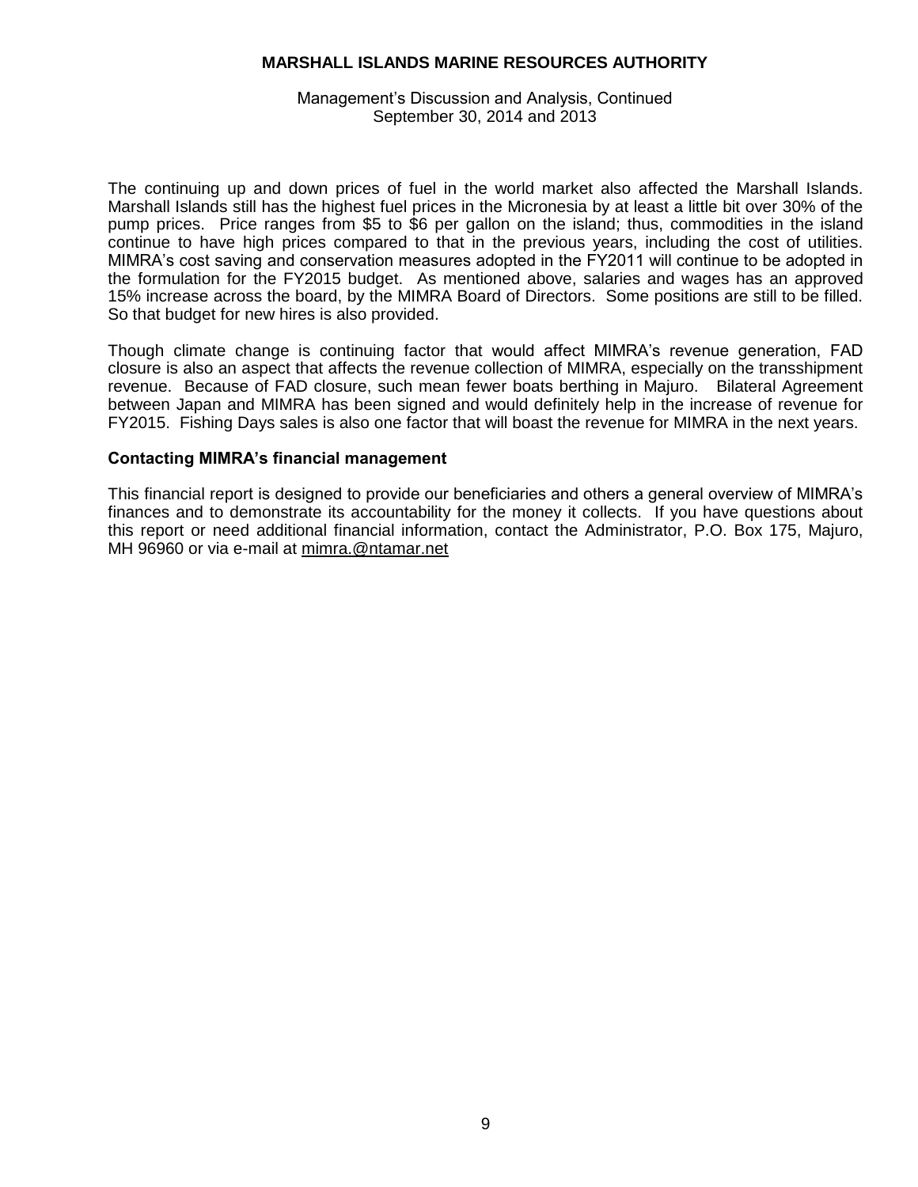The continuing up and down prices of fuel in the world market also affected the Marshall Islands. Marshall Islands still has the highest fuel prices in the Micronesia by at least a little bit over 30% of the pump prices. Price ranges from \$5 to \$6 per gallon on the island; thus, commodities in the island continue to have high prices compared to that in the previous years, including the cost of utilities. MIMRA's cost saving and conservation measures adopted in the FY2011 will continue to be adopted in the formulation for the FY2015 budget. As mentioned above, salaries and wages has an approved 15% increase across the board, by the MIMRA Board of Directors. Some positions are still to be filled. So that budget for new hires is also provided.

Though climate change is continuing factor that would affect MIMRA's revenue generation, FAD closure is also an aspect that affects the revenue collection of MIMRA, especially on the transshipment revenue. Because of FAD closure, such mean fewer boats berthing in Majuro. Bilateral Agreement between Japan and MIMRA has been signed and would definitely help in the increase of revenue for FY2015. Fishing Days sales is also one factor that will boast the revenue for MIMRA in the next years.

**Contacting MIMRA's financial management**

This financial report is designed to provide our beneficiaries and others a general overview of MIMRA's finances and to demonstrate its accountability for the money it collects. If you have questions about this report or need additional financial information, contact the Administrator, P.O. Box 175, Majuro, MH 96960 or via e-mail at mimra.@ntamar.net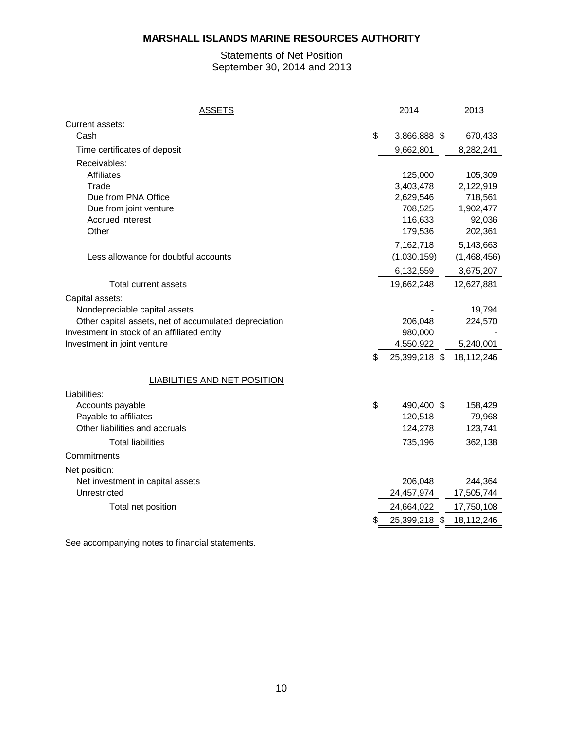# MARSHALL ISLANDS MARINE RESOURCES AUTHORITY

Statements of Net Position
September 30, 2014 and 2013

| ASSETS | 2014 | 2013 |
|---|---|---|
| Current assets: | | |
| Cash | $ 3,866,888 | $ 670,433 |
| Time certificates of deposit | 9,662,801 | 8,282,241 |
| Receivables: | | |
| Affiliates | 125,000 | 105,309 |
| Trade | 3,403,478 | 2,122,919 |
| Due from PNA Office | 2,629,546 | 718,561 |
| Due from joint venture | 708,525 | 1,902,477 |
| Accrued interest | 116,633 | 92,036 |
| Other | 179,536 | 202,361 |
| | 7,162,718 | 5,143,663 |
| Less allowance for doubtful accounts | (1,030,159) | (1,468,456) |
| | 6,132,559 | 3,675,207 |
| Total current assets | 19,662,248 | 12,627,881 |
| Capital assets: | | |
| Nondepreciable capital assets | - | 19,794 |
| Other capital assets, net of accumulated depreciation | 206,048 | 224,570 |
| Investment in stock of an affiliated entity | 980,000 | - |
| Investment in joint venture | 4,550,922 | 5,240,001 |
| | $ 25,399,218 | $ 18,112,246 |

| LIABILITIES AND NET POSITION | 2014 | 2013 |
|---|---|---|
| Liabilities: | | |
| Accounts payable | $ 490,400 | $ 158,429 |
| Payable to affiliates | 120,518 | 79,968 |
| Other liabilities and accruals | 124,278 | 123,741 |
| Total liabilities | 735,196 | 362,138 |
| Commitments | | |
| Net position: | | |
| Net investment in capital assets | 206,048 | 244,364 |
| Unrestricted | 24,457,974 | 17,505,744 |
| Total net position | 24,664,022 | 17,750,108 |
| | $ 25,399,218 | $ 18,112,246 |

See accompanying notes to financial statements.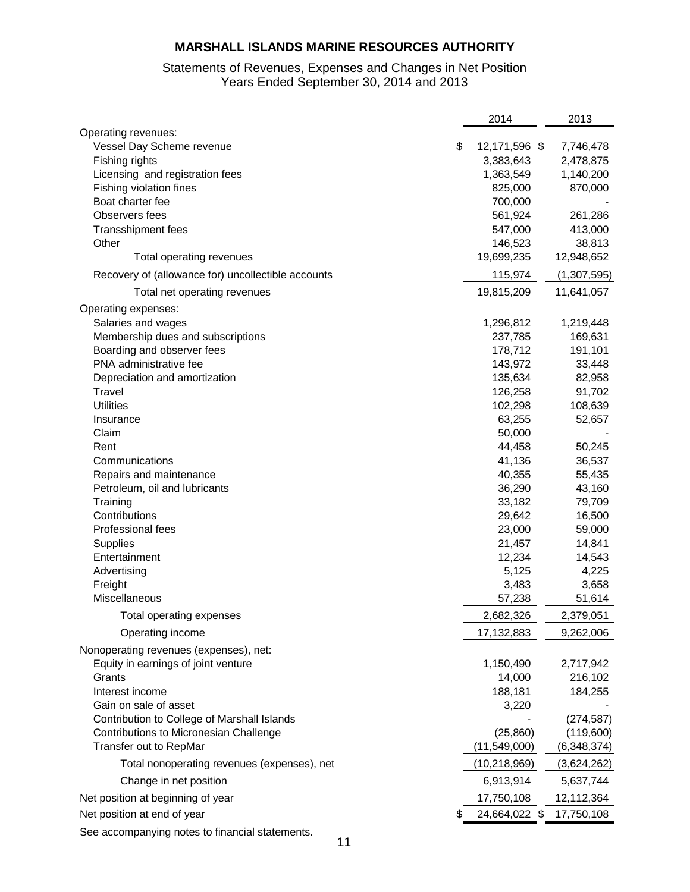# MARSHALL ISLANDS MARINE RESOURCES AUTHORITY

## Statements of Revenues, Expenses and Changes in Net Position
## Years Ended September 30, 2014 and 2013

| | 2014 | 2013 |
|---|---|---|
| Operating revenues: | | |
| Vessel Day Scheme revenue | $ 12,171,596 | $ 7,746,478 |
| Fishing rights | 3,383,643 | 2,478,875 |
| Licensing and registration fees | 1,363,549 | 1,140,200 |
| Fishing violation fines | 825,000 | 870,000 |
| Boat charter fee | 700,000 | - |
| Observers fees | 561,924 | 261,286 |
| Transshipment fees | 547,000 | 413,000 |
| Other | 146,523 | 38,813 |
| Total operating revenues | 19,699,235 | 12,948,652 |
| Recovery of (allowance for) uncollectible accounts | 115,974 | (1,307,595) |
| Total net operating revenues | 19,815,209 | 11,641,057 |
| Operating expenses: | | |
| Salaries and wages | 1,296,812 | 1,219,448 |
| Membership dues and subscriptions | 237,785 | 169,631 |
| Boarding and observer fees | 178,712 | 191,101 |
| PNA administrative fee | 143,972 | 33,448 |
| Depreciation and amortization | 135,634 | 82,958 |
| Travel | 126,258 | 91,702 |
| Utilities | 102,298 | 108,639 |
| Insurance | 63,255 | 52,657 |
| Claim | 50,000 | - |
| Rent | 44,458 | 50,245 |
| Communications | 41,136 | 36,537 |
| Repairs and maintenance | 40,355 | 55,435 |
| Petroleum, oil and lubricants | 36,290 | 43,160 |
| Training | 33,182 | 79,709 |
| Contributions | 29,642 | 16,500 |
| Professional fees | 23,000 | 59,000 |
| Supplies | 21,457 | 14,841 |
| Entertainment | 12,234 | 14,543 |
| Advertising | 5,125 | 4,225 |
| Freight | 3,483 | 3,658 |
| Miscellaneous | 57,238 | 51,614 |
| Total operating expenses | 2,682,326 | 2,379,051 |
| Operating income | 17,132,883 | 9,262,006 |
| Nonoperating revenues (expenses), net: | | |
| Equity in earnings of joint venture | 1,150,490 | 2,717,942 |
| Grants | 14,000 | 216,102 |
| Interest income | 188,181 | 184,255 |
| Gain on sale of asset | 3,220 | - |
| Contribution to College of Marshall Islands | - | (274,587) |
| Contributions to Micronesian Challenge | (25,860) | (119,600) |
| Transfer out to RepMar | (11,549,000) | (6,348,374) |
| Total nonoperating revenues (expenses), net | (10,218,969) | (3,624,262) |
| Change in net position | 6,913,914 | 5,637,744 |
| Net position at beginning of year | 17,750,108 | 12,112,364 |
| Net position at end of year | $ 24,664,022 | $ 17,750,108 |

See accompanying notes to financial statements.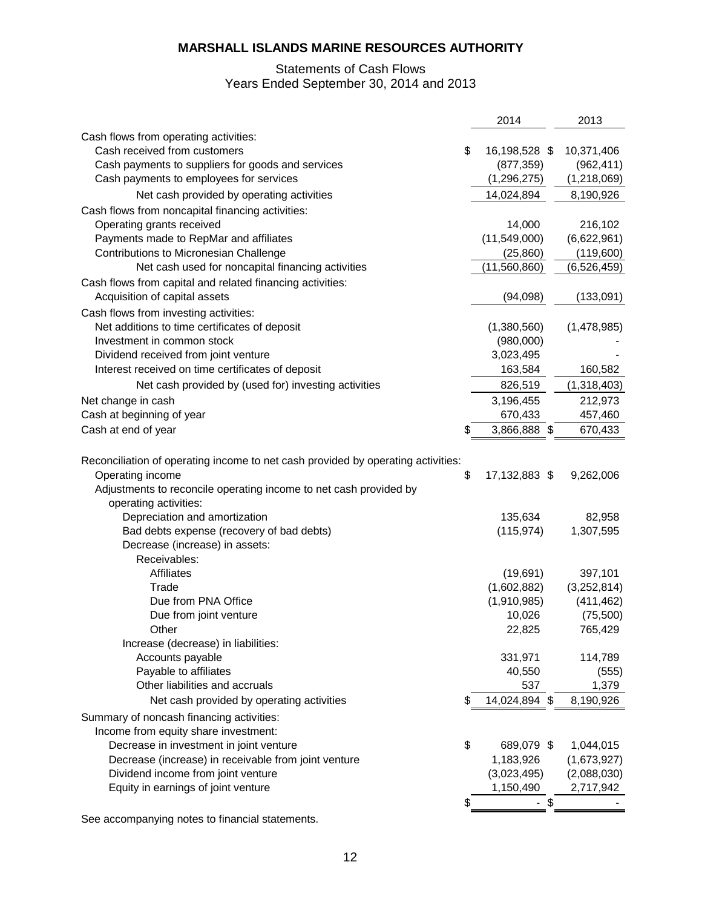# MARSHALL ISLANDS MARINE RESOURCES AUTHORITY

## Statements of Cash Flows
## Years Ended September 30, 2014 and 2013

| | 2014 | 2013 |
|---|---|---|
| Cash flows from operating activities: | | |
| Cash received from customers | $ 16,198,528 | $ 10,371,406 |
| Cash payments to suppliers for goods and services | (877,359) | (962,411) |
| Cash payments to employees for services | (1,296,275) | (1,218,069) |
| Net cash provided by operating activities | 14,024,894 | 8,190,926 |
| Cash flows from noncapital financing activities: | | |
| Operating grants received | 14,000 | 216,102 |
| Payments made to RepMar and affiliates | (11,549,000) | (6,622,961) |
| Contributions to Micronesian Challenge | (25,860) | (119,600) |
| Net cash used for noncapital financing activities | (11,560,860) | (6,526,459) |
| Cash flows from capital and related financing activities: | | |
| Acquisition of capital assets | (94,098) | (133,091) |
| Cash flows from investing activities: | | |
| Net additions to time certificates of deposit | (1,380,560) | (1,478,985) |
| Investment in common stock | (980,000) | - |
| Dividend received from joint venture | 3,023,495 | - |
| Interest received on time certificates of deposit | 163,584 | 160,582 |
| Net cash provided by (used for) investing activities | 826,519 | (1,318,403) |
| Net change in cash | 3,196,455 | 212,973 |
| Cash at beginning of year | 670,433 | 457,460 |
| Cash at end of year | $ 3,866,888 | $ 670,433 |
| | | |
| Reconciliation of operating income to net cash provided by operating activities: | | |
| Operating income | $ 17,132,883 | $ 9,262,006 |
| Adjustments to reconcile operating income to net cash provided by operating activities: | | |
| Depreciation and amortization | 135,634 | 82,958 |
| Bad debts expense (recovery of bad debts) | (115,974) | 1,307,595 |
| Decrease (increase) in assets: | | |
| Receivables: | | |
| Affiliates | (19,691) | 397,101 |
| Trade | (1,602,882) | (3,252,814) |
| Due from PNA Office | (1,910,985) | (411,462) |
| Due from joint venture | 10,026 | (75,500) |
| Other | 22,825 | 765,429 |
| Increase (decrease) in liabilities: | | |
| Accounts payable | 331,971 | 114,789 |
| Payable to affiliates | 40,550 | (555) |
| Other liabilities and accruals | 537 | 1,379 |
| Net cash provided by operating activities | $ 14,024,894 | $ 8,190,926 |
| Summary of noncash financing activities: | | |
| Income from equity share investment: | | |
| Decrease in investment in joint venture | $ 689,079 | $ 1,044,015 |
| Decrease (increase) in receivable from joint venture | 1,183,926 | (1,673,927) |
| Dividend income from joint venture | (3,023,495) | (2,088,030) |
| Equity in earnings of joint venture | 1,150,490 | 2,717,942 |
| | $ - | $ - |

See accompanying notes to financial statements.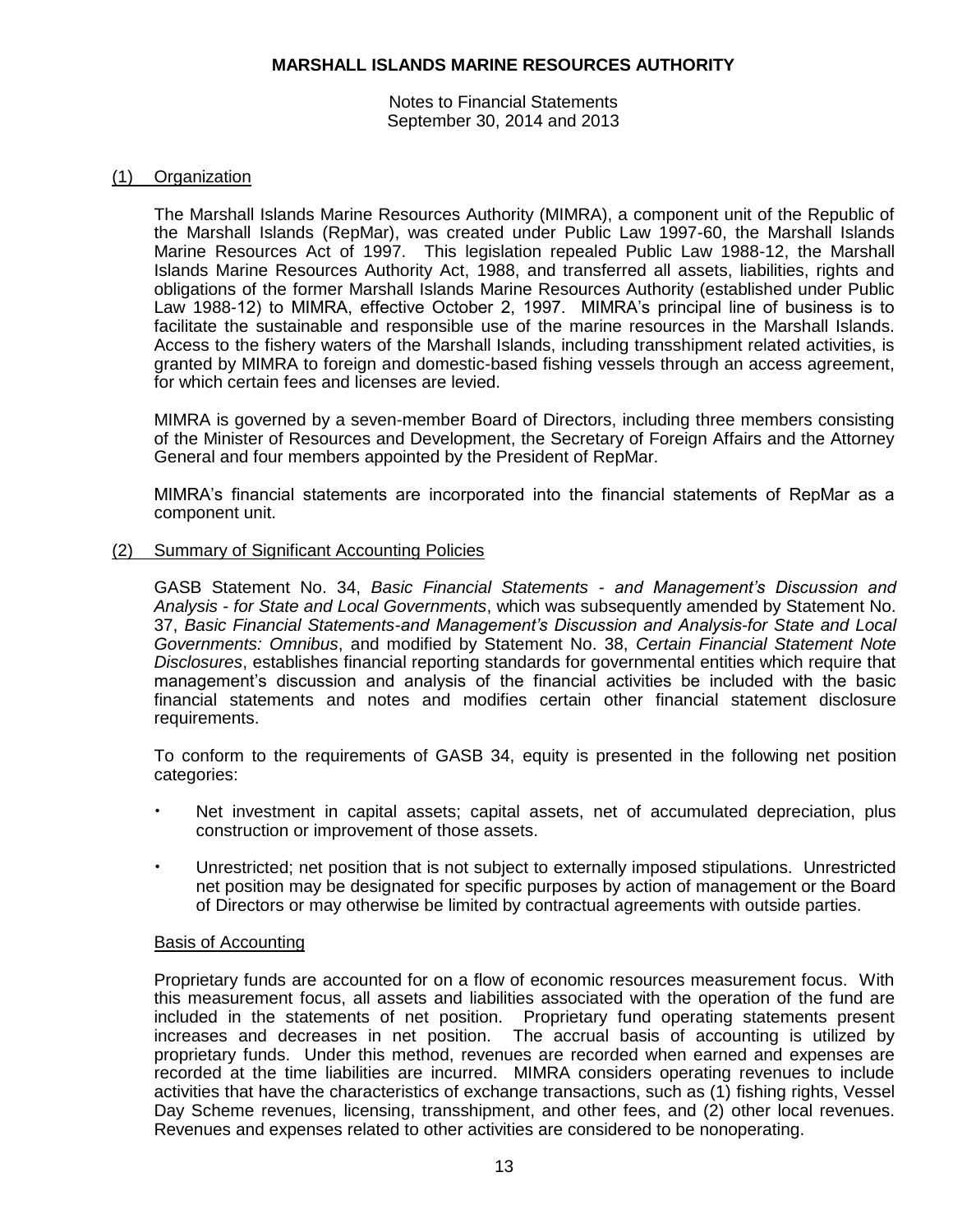# MARSHALL ISLANDS MARINE RESOURCES AUTHORITY

Notes to Financial Statements
September 30, 2014 and 2013

## (1) Organization

The Marshall Islands Marine Resources Authority (MIMRA), a component unit of the Republic of the Marshall Islands (RepMar), was created under Public Law 1997-60, the Marshall Islands Marine Resources Act of 1997. This legislation repealed Public Law 1988-12, the Marshall Islands Marine Resources Authority Act, 1988, and transferred all assets, liabilities, rights and obligations of the former Marshall Islands Marine Resources Authority (established under Public Law 1988-12) to MIMRA, effective October 2, 1997. MIMRA's principal line of business is to facilitate the sustainable and responsible use of the marine resources in the Marshall Islands. Access to the fishery waters of the Marshall Islands, including transshipment related activities, is granted by MIMRA to foreign and domestic-based fishing vessels through an access agreement, for which certain fees and licenses are levied.

MIMRA is governed by a seven-member Board of Directors, including three members consisting of the Minister of Resources and Development, the Secretary of Foreign Affairs and the Attorney General and four members appointed by the President of RepMar.

MIMRA's financial statements are incorporated into the financial statements of RepMar as a component unit.

## (2) Summary of Significant Accounting Policies

GASB Statement No. 34, *Basic Financial Statements - and Management's Discussion and Analysis - for State and Local Governments*, which was subsequently amended by Statement No. 37, *Basic Financial Statements-and Management's Discussion and Analysis-for State and Local Governments: Omnibus*, and modified by Statement No. 38, *Certain Financial Statement Note Disclosures*, establishes financial reporting standards for governmental entities which require that management's discussion and analysis of the financial activities be included with the basic financial statements and notes and modifies certain other financial statement disclosure requirements.

To conform to the requirements of GASB 34, equity is presented in the following net position categories:

- Net investment in capital assets; capital assets, net of accumulated depreciation, plus construction or improvement of those assets.
- Unrestricted; net position that is not subject to externally imposed stipulations. Unrestricted net position may be designated for specific purposes by action of management or the Board of Directors or may otherwise be limited by contractual agreements with outside parties.

### Basis of Accounting

Proprietary funds are accounted for on a flow of economic resources measurement focus. With this measurement focus, all assets and liabilities associated with the operation of the fund are included in the statements of net position. Proprietary fund operating statements present increases and decreases in net position. The accrual basis of accounting is utilized by proprietary funds. Under this method, revenues are recorded when earned and expenses are recorded at the time liabilities are incurred. MIMRA considers operating revenues to include activities that have the characteristics of exchange transactions, such as (1) fishing rights, Vessel Day Scheme revenues, licensing, transshipment, and other fees, and (2) other local revenues. Revenues and expenses related to other activities are considered to be nonoperating.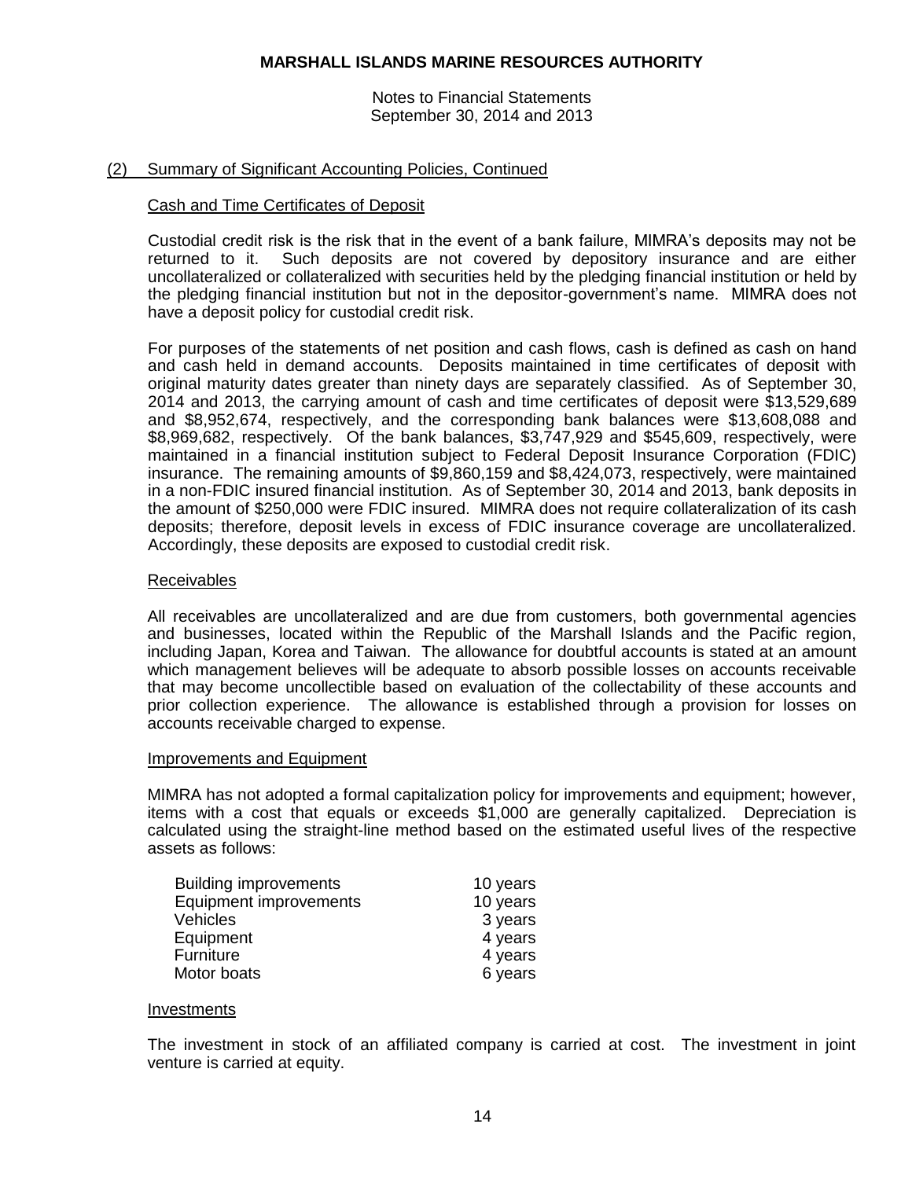## (2) Summary of Significant Accounting Policies, Continued

### Cash and Time Certificates of Deposit

Custodial credit risk is the risk that in the event of a bank failure, MIMRA's deposits may not be returned to it. Such deposits are not covered by depository insurance and are either uncollateralized or collateralized with securities held by the pledging financial institution or held by the pledging financial institution but not in the depositor-government's name. MIMRA does not have a deposit policy for custodial credit risk.

For purposes of the statements of net position and cash flows, cash is defined as cash on hand and cash held in demand accounts. Deposits maintained in time certificates of deposit with original maturity dates greater than ninety days are separately classified. As of September 30, 2014 and 2013, the carrying amount of cash and time certificates of deposit were $13,529,689 and $8,952,674, respectively, and the corresponding bank balances were $13,608,088 and $8,969,682, respectively. Of the bank balances, $3,747,929 and $545,609, respectively, were maintained in a financial institution subject to Federal Deposit Insurance Corporation (FDIC) insurance. The remaining amounts of $9,860,159 and $8,424,073, respectively, were maintained in a non-FDIC insured financial institution. As of September 30, 2014 and 2013, bank deposits in the amount of $250,000 were FDIC insured. MIMRA does not require collateralization of its cash deposits; therefore, deposit levels in excess of FDIC insurance coverage are uncollateralized. Accordingly, these deposits are exposed to custodial credit risk.

### Receivables

All receivables are uncollateralized and are due from customers, both governmental agencies and businesses, located within the Republic of the Marshall Islands and the Pacific region, including Japan, Korea and Taiwan. The allowance for doubtful accounts is stated at an amount which management believes will be adequate to absorb possible losses on accounts receivable that may become uncollectible based on evaluation of the collectability of these accounts and prior collection experience. The allowance is established through a provision for losses on accounts receivable charged to expense.

### Improvements and Equipment

MIMRA has not adopted a formal capitalization policy for improvements and equipment; however, items with a cost that equals or exceeds $1,000 are generally capitalized. Depreciation is calculated using the straight-line method based on the estimated useful lives of the respective assets as follows:

| | |
|---|---|
| Building improvements | 10 years |
| Equipment improvements | 10 years |
| Vehicles | 3 years |
| Equipment | 4 years |
| Furniture | 4 years |
| Motor boats | 6 years |

### Investments

The investment in stock of an affiliated company is carried at cost. The investment in joint venture is carried at equity.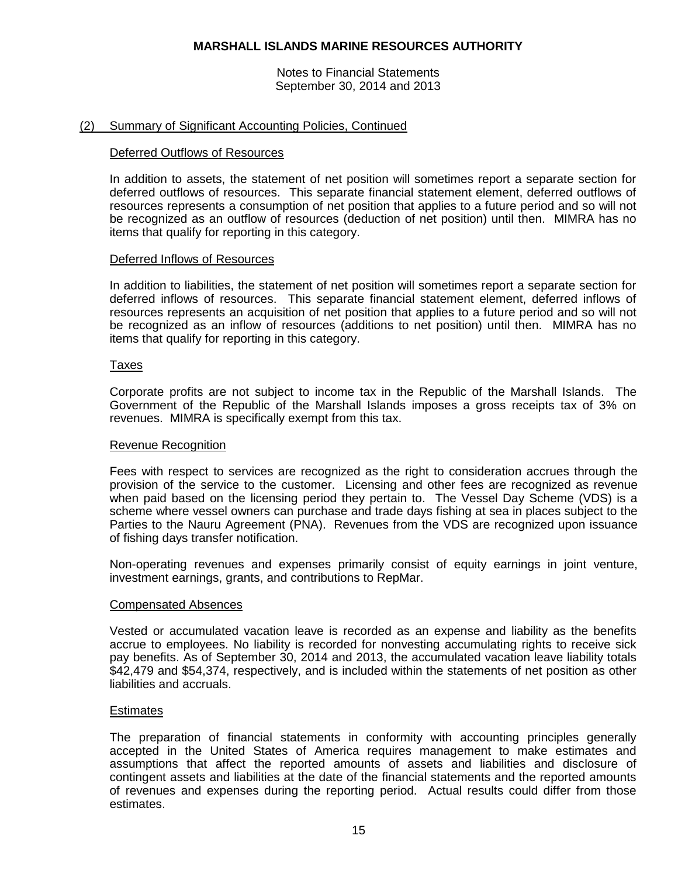## (2) Summary of Significant Accounting Policies, Continued

### Deferred Outflows of Resources

In addition to assets, the statement of net position will sometimes report a separate section for deferred outflows of resources. This separate financial statement element, deferred outflows of resources represents a consumption of net position that applies to a future period and so will not be recognized as an outflow of resources (deduction of net position) until then. MIMRA has no items that qualify for reporting in this category.

### Deferred Inflows of Resources

In addition to liabilities, the statement of net position will sometimes report a separate section for deferred inflows of resources. This separate financial statement element, deferred inflows of resources represents an acquisition of net position that applies to a future period and so will not be recognized as an inflow of resources (additions to net position) until then. MIMRA has no items that qualify for reporting in this category.

### Taxes

Corporate profits are not subject to income tax in the Republic of the Marshall Islands. The Government of the Republic of the Marshall Islands imposes a gross receipts tax of 3% on revenues. MIMRA is specifically exempt from this tax.

### Revenue Recognition

Fees with respect to services are recognized as the right to consideration accrues through the provision of the service to the customer. Licensing and other fees are recognized as revenue when paid based on the licensing period they pertain to. The Vessel Day Scheme (VDS) is a scheme where vessel owners can purchase and trade days fishing at sea in places subject to the Parties to the Nauru Agreement (PNA). Revenues from the VDS are recognized upon issuance of fishing days transfer notification.

Non-operating revenues and expenses primarily consist of equity earnings in joint venture, investment earnings, grants, and contributions to RepMar.

### Compensated Absences

Vested or accumulated vacation leave is recorded as an expense and liability as the benefits accrue to employees. No liability is recorded for nonvesting accumulating rights to receive sick pay benefits. As of September 30, 2014 and 2013, the accumulated vacation leave liability totals $42,479 and $54,374, respectively, and is included within the statements of net position as other liabilities and accruals.

### Estimates

The preparation of financial statements in conformity with accounting principles generally accepted in the United States of America requires management to make estimates and assumptions that affect the reported amounts of assets and liabilities and disclosure of contingent assets and liabilities at the date of the financial statements and the reported amounts of revenues and expenses during the reporting period. Actual results could differ from those estimates.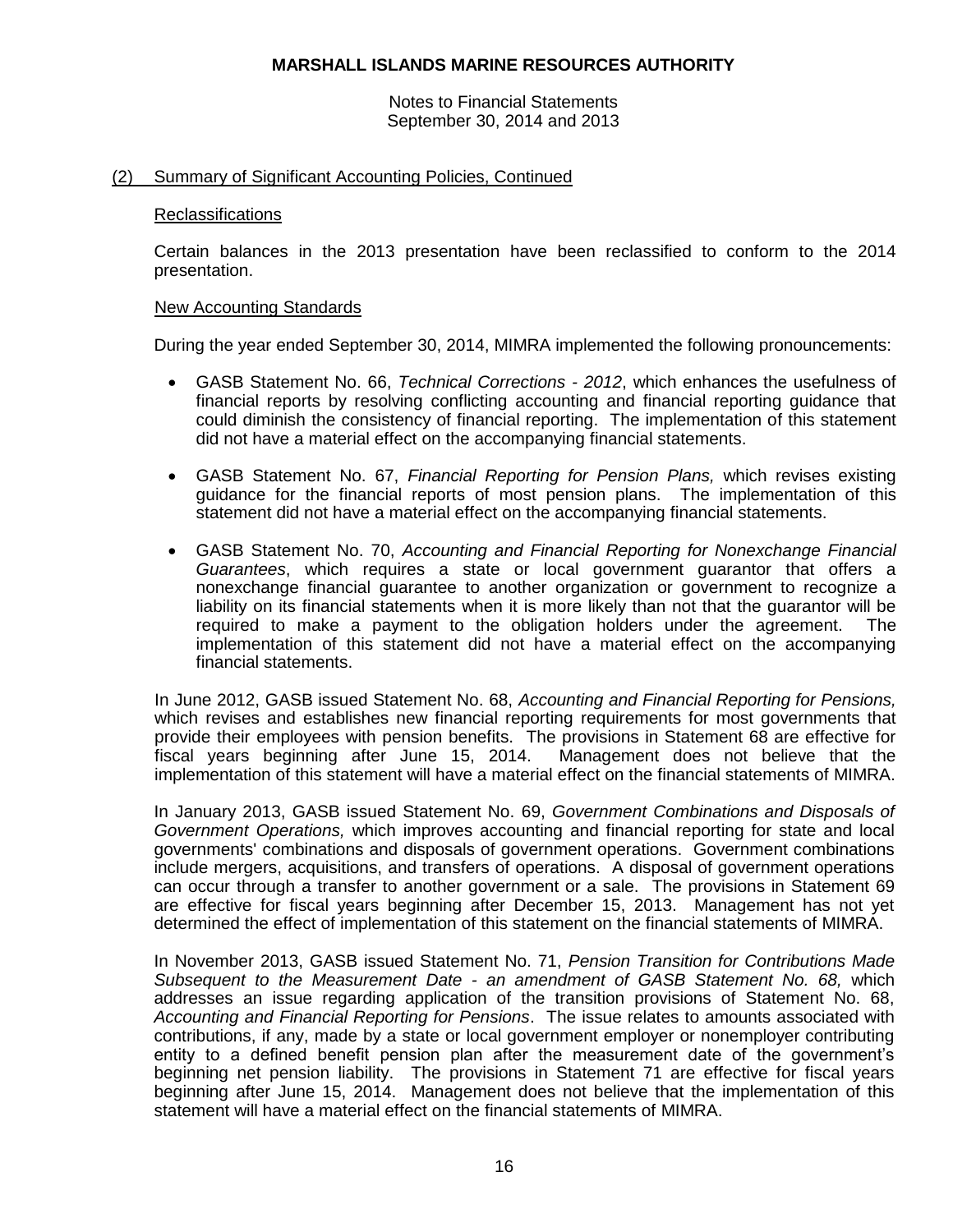## (2) Summary of Significant Accounting Policies, Continued

### Reclassifications

Certain balances in the 2013 presentation have been reclassified to conform to the 2014 presentation.

### New Accounting Standards

During the year ended September 30, 2014, MIMRA implemented the following pronouncements:

- GASB Statement No. 66, *Technical Corrections - 2012*, which enhances the usefulness of financial reports by resolving conflicting accounting and financial reporting guidance that could diminish the consistency of financial reporting. The implementation of this statement did not have a material effect on the accompanying financial statements.
- GASB Statement No. 67, *Financial Reporting for Pension Plans,* which revises existing guidance for the financial reports of most pension plans. The implementation of this statement did not have a material effect on the accompanying financial statements.
- GASB Statement No. 70, *Accounting and Financial Reporting for Nonexchange Financial Guarantees*, which requires a state or local government guarantor that offers a nonexchange financial guarantee to another organization or government to recognize a liability on its financial statements when it is more likely than not that the guarantor will be required to make a payment to the obligation holders under the agreement. The implementation of this statement did not have a material effect on the accompanying financial statements.

In June 2012, GASB issued Statement No. 68, *Accounting and Financial Reporting for Pensions,* which revises and establishes new financial reporting requirements for most governments that provide their employees with pension benefits. The provisions in Statement 68 are effective for fiscal years beginning after June 15, 2014. Management does not believe that the implementation of this statement will have a material effect on the financial statements of MIMRA.

In January 2013, GASB issued Statement No. 69, *Government Combinations and Disposals of Government Operations,* which improves accounting and financial reporting for state and local governments' combinations and disposals of government operations. Government combinations include mergers, acquisitions, and transfers of operations. A disposal of government operations can occur through a transfer to another government or a sale. The provisions in Statement 69 are effective for fiscal years beginning after December 15, 2013. Management has not yet determined the effect of implementation of this statement on the financial statements of MIMRA.

In November 2013, GASB issued Statement No. 71, *Pension Transition for Contributions Made Subsequent to the Measurement Date - an amendment of GASB Statement No. 68,* which addresses an issue regarding application of the transition provisions of Statement No. 68, *Accounting and Financial Reporting for Pensions*. The issue relates to amounts associated with contributions, if any, made by a state or local government employer or nonemployer contributing entity to a defined benefit pension plan after the measurement date of the government's beginning net pension liability. The provisions in Statement 71 are effective for fiscal years beginning after June 15, 2014. Management does not believe that the implementation of this statement will have a material effect on the financial statements of MIMRA.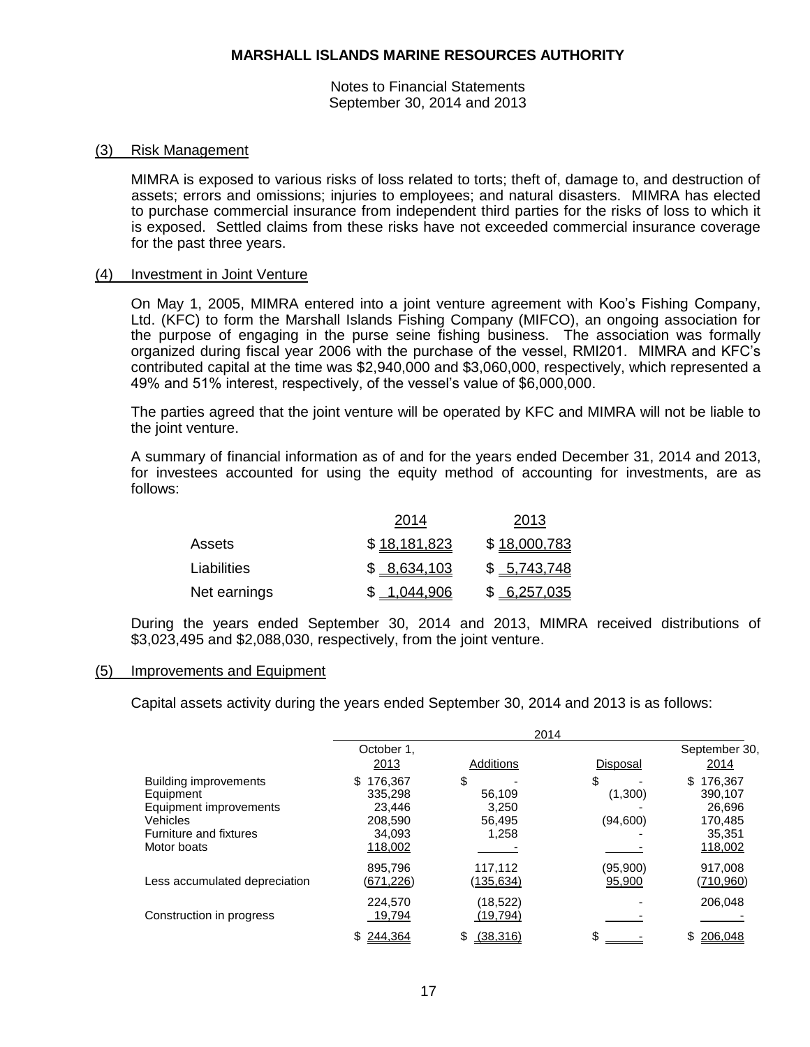**MARSHALL ISLANDS MARINE RESOURCES AUTHORITY**

Notes to Financial Statements
September 30, 2014 and 2013

## (3) Risk Management

MIMRA is exposed to various risks of loss related to torts; theft of, damage to, and destruction of assets; errors and omissions; injuries to employees; and natural disasters. MIMRA has elected to purchase commercial insurance from independent third parties for the risks of loss to which it is exposed. Settled claims from these risks have not exceeded commercial insurance coverage for the past three years.

## (4) Investment in Joint Venture

On May 1, 2005, MIMRA entered into a joint venture agreement with Koo's Fishing Company, Ltd. (KFC) to form the Marshall Islands Fishing Company (MIFCO), an ongoing association for the purpose of engaging in the purse seine fishing business. The association was formally organized during fiscal year 2006 with the purchase of the vessel, RMI201. MIMRA and KFC's contributed capital at the time was $2,940,000 and $3,060,000, respectively, which represented a 49% and 51% interest, respectively, of the vessel's value of $6,000,000.

The parties agreed that the joint venture will be operated by KFC and MIMRA will not be liable to the joint venture.

A summary of financial information as of and for the years ended December 31, 2014 and 2013, for investees accounted for using the equity method of accounting for investments, are as follows:

| | 2014 | 2013 |
|---|---|---|
| Assets | $ 18,181,823 | $ 18,000,783 |
| Liabilities | $ 8,634,103 | $ 5,743,748 |
| Net earnings | $ 1,044,906 | $ 6,257,035 |

During the years ended September 30, 2014 and 2013, MIMRA received distributions of $3,023,495 and $2,088,030, respectively, from the joint venture.

## (5) Improvements and Equipment

Capital assets activity during the years ended September 30, 2014 and 2013 is as follows:

| | 2014 | | | |
|---|---|---|---|---|
| | October 1, 2013 | Additions | Disposal | September 30, 2014 |
| Building improvements | $ 176,367 | $ - | $ - | $ 176,367 |
| Equipment | 335,298 | 56,109 | (1,300) | 390,107 |
| Equipment improvements | 23,446 | 3,250 | - | 26,696 |
| Vehicles | 208,590 | 56,495 | (94,600) | 170,485 |
| Furniture and fixtures | 34,093 | 1,258 | - | 35,351 |
| Motor boats | 118,002 | - | - | 118,002 |
| | 895,796 | 117,112 | (95,900) | 917,008 |
| Less accumulated depreciation | (671,226) | (135,634) | 95,900 | (710,960) |
| | 224,570 | (18,522) | - | 206,048 |
| Construction in progress | 19,794 | (19,794) | - | - |
| | $ 244,364 | $ (38,316) | $ - | $ 206,048 |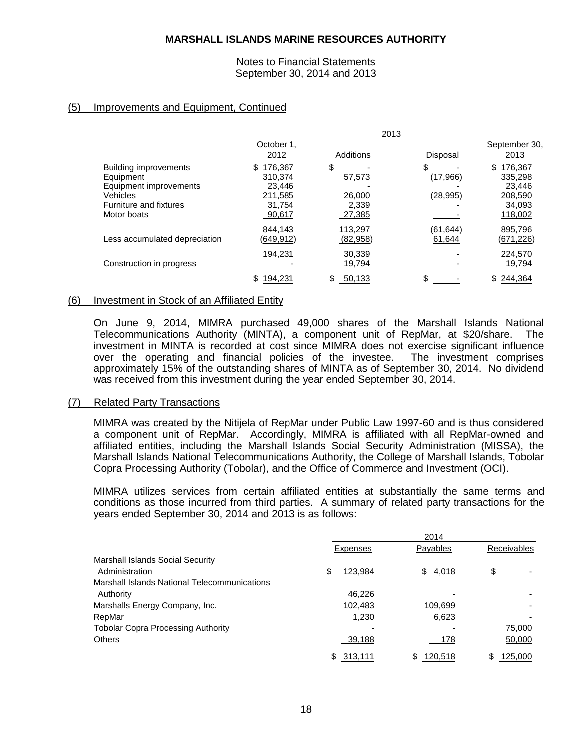## (5) Improvements and Equipment, Continued

| | 2013 | | | |
|---|---|---|---|---|
| | October 1, 2012 | Additions | Disposal | September 30, 2013 |
| Building improvements | $ 176,367 | $ - | $ - | $ 176,367 |
| Equipment | 310,374 | 57,573 | (17,966) | 335,298 |
| Equipment improvements | 23,446 | - | - | 23,446 |
| Vehicles | 211,585 | 26,000 | (28,995) | 208,590 |
| Furniture and fixtures | 31,754 | 2,339 | - | 34,093 |
| Motor boats | 90,617 | 27,385 | - | 118,002 |
| | 844,143 | 113,297 | (61,644) | 895,796 |
| Less accumulated depreciation | (649,912) | (82,958) | 61,644 | (671,226) |
| | 194,231 | 30,339 | - | 224,570 |
| Construction in progress | - | 19,794 | - | 19,794 |
| | $ 194,231 | $ 50,133 | $ - | $ 244,364 |

## (6) Investment in Stock of an Affiliated Entity

On June 9, 2014, MIMRA purchased 49,000 shares of the Marshall Islands National Telecommunications Authority (MINTA), a component unit of RepMar, at $20/share. The investment in MINTA is recorded at cost since MIMRA does not exercise significant influence over the operating and financial policies of the investee. The investment comprises approximately 15% of the outstanding shares of MINTA as of September 30, 2014. No dividend was received from this investment during the year ended September 30, 2014.

## (7) Related Party Transactions

MIMRA was created by the Nitijela of RepMar under Public Law 1997-60 and is thus considered a component unit of RepMar. Accordingly, MIMRA is affiliated with all RepMar-owned and affiliated entities, including the Marshall Islands Social Security Administration (MISSA), the Marshall Islands National Telecommunications Authority, the College of Marshall Islands, Tobolar Copra Processing Authority (Tobolar), and the Office of Commerce and Investment (OCI).

MIMRA utilizes services from certain affiliated entities at substantially the same terms and conditions as those incurred from third parties. A summary of related party transactions for the years ended September 30, 2014 and 2013 is as follows:

| | 2014 | | |
|---|---|---|---|
| | Expenses | Payables | Receivables |
| Marshall Islands Social Security Administration | $ 123,984 | $ 4,018 | $ - |
| Marshall Islands National Telecommunications Authority | 46,226 | - | - |
| Marshalls Energy Company, Inc. | 102,483 | 109,699 | - |
| RepMar | 1,230 | 6,623 | - |
| Tobolar Copra Processing Authority | - | - | 75,000 |
| Others | 39,188 | 178 | 50,000 |
| | $ 313,111 | $ 120,518 | $ 125,000 |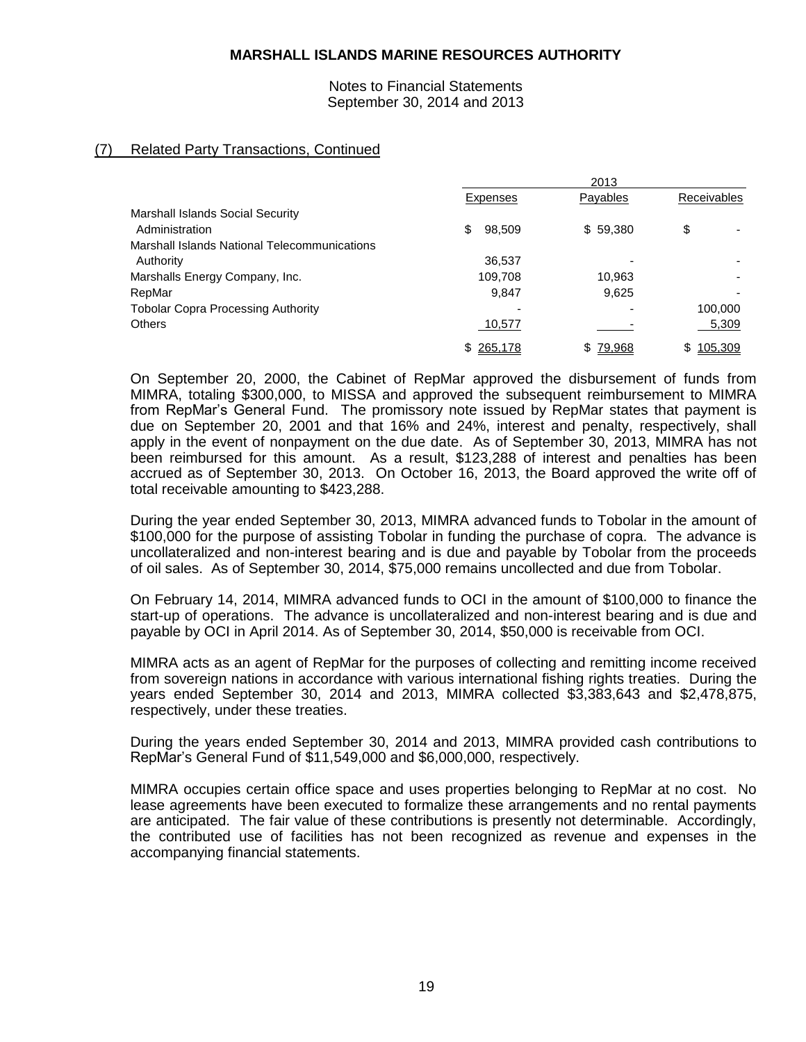**MARSHALL ISLANDS MARINE RESOURCES AUTHORITY**

Notes to Financial Statements
September 30, 2014 and 2013

## (7) Related Party Transactions, Continued

| | 2013 | | |
|---|---|---|---|
| | Expenses | Payables | Receivables |
| Marshall Islands Social Security Administration | $ 98,509 | $ 59,380 | $ - |
| Marshall Islands National Telecommunications Authority | 36,537 | - | - |
| Marshalls Energy Company, Inc. | 109,708 | 10,963 | - |
| RepMar | 9,847 | 9,625 | - |
| Tobolar Copra Processing Authority | - | - | 100,000 |
| Others | 10,577 | - | 5,309 |
| | $ 265,178 | $ 79,968 | $ 105,309 |

On September 20, 2000, the Cabinet of RepMar approved the disbursement of funds from MIMRA, totaling $300,000, to MISSA and approved the subsequent reimbursement to MIMRA from RepMar's General Fund. The promissory note issued by RepMar states that payment is due on September 20, 2001 and that 16% and 24%, interest and penalty, respectively, shall apply in the event of nonpayment on the due date. As of September 30, 2013, MIMRA has not been reimbursed for this amount. As a result, $123,288 of interest and penalties has been accrued as of September 30, 2013. On October 16, 2013, the Board approved the write off of total receivable amounting to $423,288.

During the year ended September 30, 2013, MIMRA advanced funds to Tobolar in the amount of $100,000 for the purpose of assisting Tobolar in funding the purchase of copra. The advance is uncollateralized and non-interest bearing and is due and payable by Tobolar from the proceeds of oil sales. As of September 30, 2014, $75,000 remains uncollected and due from Tobolar.

On February 14, 2014, MIMRA advanced funds to OCI in the amount of $100,000 to finance the start-up of operations. The advance is uncollateralized and non-interest bearing and is due and payable by OCI in April 2014. As of September 30, 2014, $50,000 is receivable from OCI.

MIMRA acts as an agent of RepMar for the purposes of collecting and remitting income received from sovereign nations in accordance with various international fishing rights treaties. During the years ended September 30, 2014 and 2013, MIMRA collected $3,383,643 and $2,478,875, respectively, under these treaties.

During the years ended September 30, 2014 and 2013, MIMRA provided cash contributions to RepMar's General Fund of $11,549,000 and $6,000,000, respectively.

MIMRA occupies certain office space and uses properties belonging to RepMar at no cost. No lease agreements have been executed to formalize these arrangements and no rental payments are anticipated. The fair value of these contributions is presently not determinable. Accordingly, the contributed use of facilities has not been recognized as revenue and expenses in the accompanying financial statements.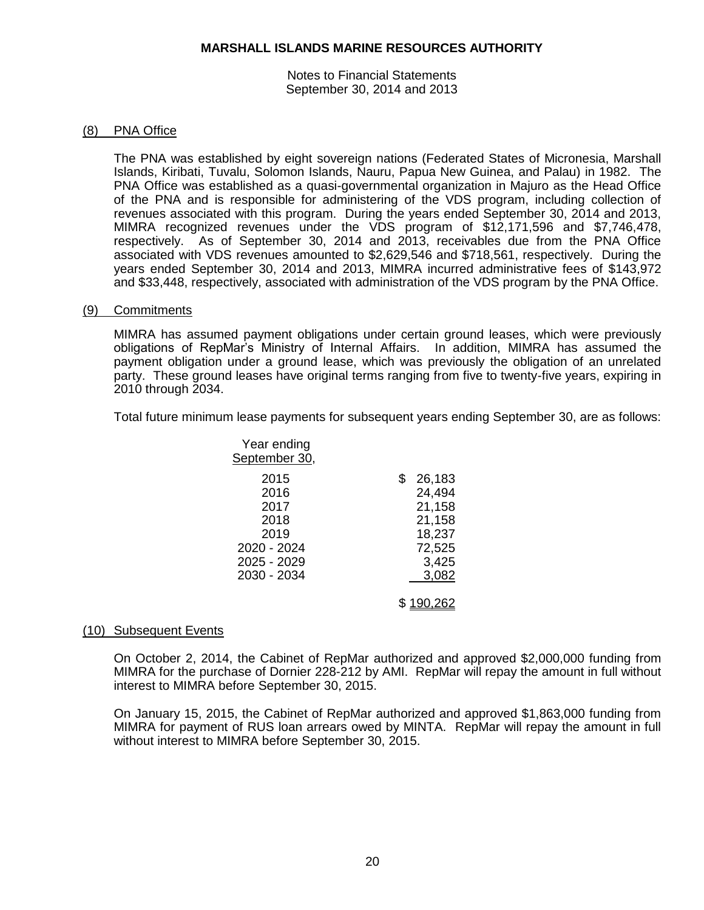## (8) PNA Office

The PNA was established by eight sovereign nations (Federated States of Micronesia, Marshall Islands, Kiribati, Tuvalu, Solomon Islands, Nauru, Papua New Guinea, and Palau) in 1982. The PNA Office was established as a quasi-governmental organization in Majuro as the Head Office of the PNA and is responsible for administering of the VDS program, including collection of revenues associated with this program. During the years ended September 30, 2014 and 2013, MIMRA recognized revenues under the VDS program of $12,171,596 and $7,746,478, respectively. As of September 30, 2014 and 2013, receivables due from the PNA Office associated with VDS revenues amounted to $2,629,546 and $718,561, respectively. During the years ended September 30, 2014 and 2013, MIMRA incurred administrative fees of $143,972 and $33,448, respectively, associated with administration of the VDS program by the PNA Office.

## (9) Commitments

MIMRA has assumed payment obligations under certain ground leases, which were previously obligations of RepMar's Ministry of Internal Affairs. In addition, MIMRA has assumed the payment obligation under a ground lease, which was previously the obligation of an unrelated party. These ground leases have original terms ranging from five to twenty-five years, expiring in 2010 through 2034.

Total future minimum lease payments for subsequent years ending September 30, are as follows:

| Year ending September 30, | |
|---|---|
| 2015 | $ 26,183 |
| 2016 | 24,494 |
| 2017 | 21,158 |
| 2018 | 21,158 |
| 2019 | 18,237 |
| 2020 - 2024 | 72,525 |
| 2025 - 2029 | 3,425 |
| 2030 - 2034 | 3,082 |
| | $ 190,262 |

## (10) Subsequent Events

On October 2, 2014, the Cabinet of RepMar authorized and approved $2,000,000 funding from MIMRA for the purchase of Dornier 228-212 by AMI. RepMar will repay the amount in full without interest to MIMRA before September 30, 2015.

On January 15, 2015, the Cabinet of RepMar authorized and approved $1,863,000 funding from MIMRA for payment of RUS loan arrears owed by MINTA. RepMar will repay the amount in full without interest to MIMRA before September 30, 2015.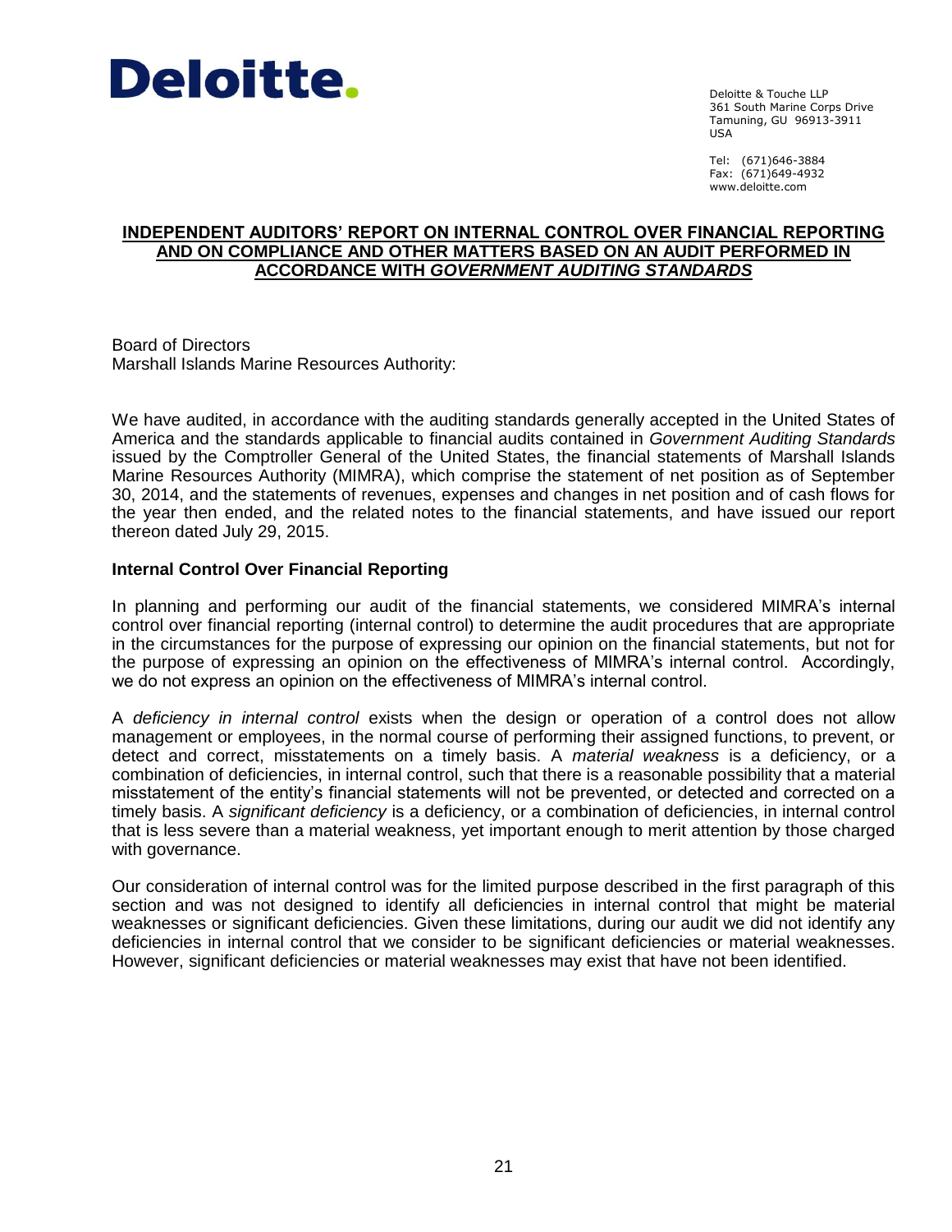**Deloitte.**

Deloitte & Touche LLP
361 South Marine Corps Drive
Tamuning, GU 96913-3911
USA

Tel: (671)646-3884
Fax: (671)649-4932
www.deloitte.com

## INDEPENDENT AUDITORS' REPORT ON INTERNAL CONTROL OVER FINANCIAL REPORTING AND ON COMPLIANCE AND OTHER MATTERS BASED ON AN AUDIT PERFORMED IN ACCORDANCE WITH *GOVERNMENT AUDITING STANDARDS*

Board of Directors
Marshall Islands Marine Resources Authority:

We have audited, in accordance with the auditing standards generally accepted in the United States of America and the standards applicable to financial audits contained in *Government Auditing Standards* issued by the Comptroller General of the United States, the financial statements of Marshall Islands Marine Resources Authority (MIMRA), which comprise the statement of net position as of September 30, 2014, and the statements of revenues, expenses and changes in net position and of cash flows for the year then ended, and the related notes to the financial statements, and have issued our report thereon dated July 29, 2015.

### Internal Control Over Financial Reporting

In planning and performing our audit of the financial statements, we considered MIMRA's internal control over financial reporting (internal control) to determine the audit procedures that are appropriate in the circumstances for the purpose of expressing our opinion on the financial statements, but not for the purpose of expressing an opinion on the effectiveness of MIMRA's internal control. Accordingly, we do not express an opinion on the effectiveness of MIMRA's internal control.

A *deficiency in internal control* exists when the design or operation of a control does not allow management or employees, in the normal course of performing their assigned functions, to prevent, or detect and correct, misstatements on a timely basis. A *material weakness* is a deficiency, or a combination of deficiencies, in internal control, such that there is a reasonable possibility that a material misstatement of the entity's financial statements will not be prevented, or detected and corrected on a timely basis. A *significant deficiency* is a deficiency, or a combination of deficiencies, in internal control that is less severe than a material weakness, yet important enough to merit attention by those charged with governance.

Our consideration of internal control was for the limited purpose described in the first paragraph of this section and was not designed to identify all deficiencies in internal control that might be material weaknesses or significant deficiencies. Given these limitations, during our audit we did not identify any deficiencies in internal control that we consider to be significant deficiencies or material weaknesses. However, significant deficiencies or material weaknesses may exist that have not been identified.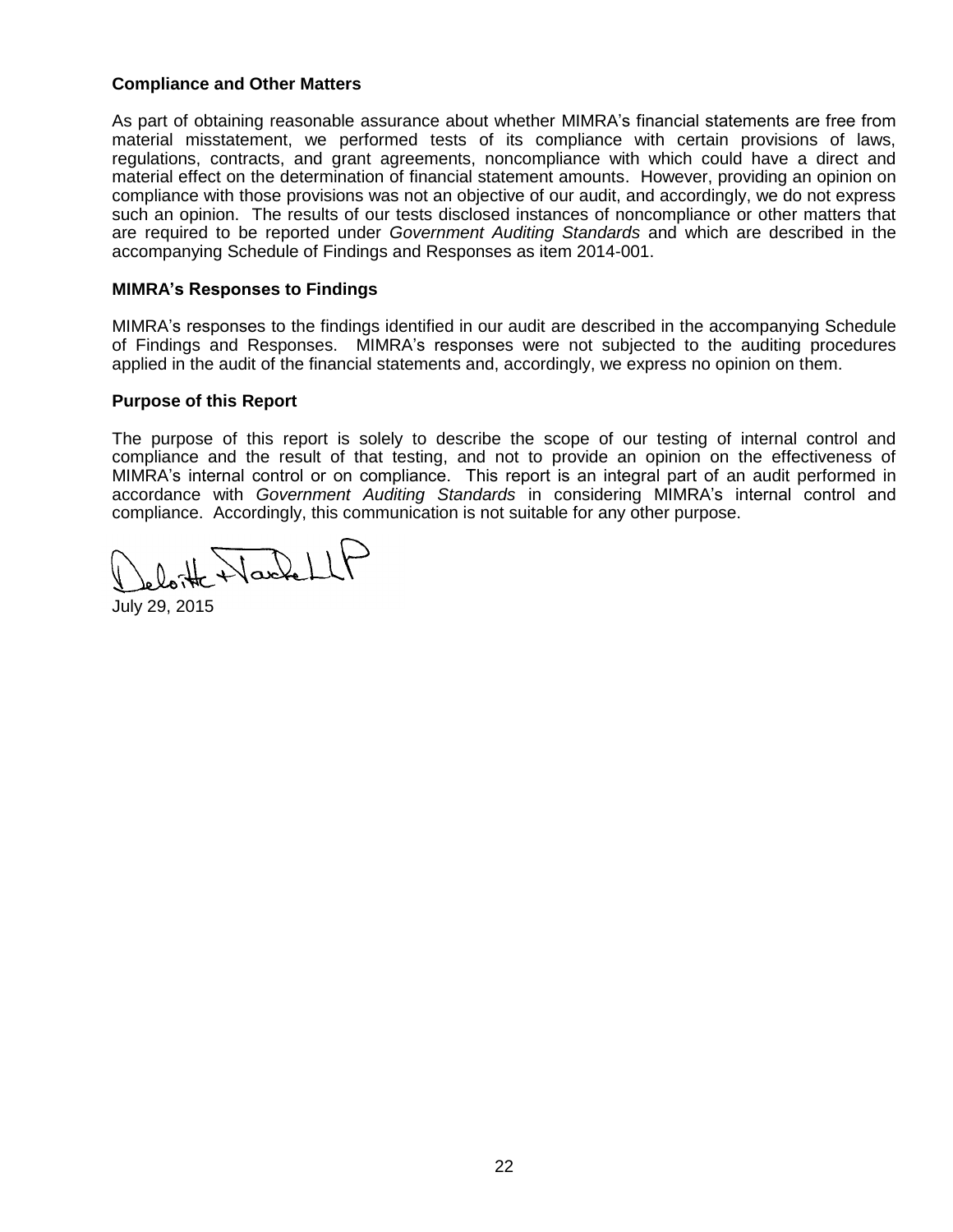**Compliance and Other Matters**

As part of obtaining reasonable assurance about whether MIMRA's financial statements are free from material misstatement, we performed tests of its compliance with certain provisions of laws, regulations, contracts, and grant agreements, noncompliance with which could have a direct and material effect on the determination of financial statement amounts. However, providing an opinion on compliance with those provisions was not an objective of our audit, and accordingly, we do not express such an opinion. The results of our tests disclosed instances of noncompliance or other matters that are required to be reported under *Government Auditing Standards* and which are described in the accompanying Schedule of Findings and Responses as item 2014-001.

**MIMRA's Responses to Findings**

MIMRA's responses to the findings identified in our audit are described in the accompanying Schedule of Findings and Responses. MIMRA's responses were not subjected to the auditing procedures applied in the audit of the financial statements and, accordingly, we express no opinion on them.

**Purpose of this Report**

The purpose of this report is solely to describe the scope of our testing of internal control and compliance and the result of that testing, and not to provide an opinion on the effectiveness of MIMRA's internal control or on compliance. This report is an integral part of an audit performed in accordance with *Government Auditing Standards* in considering MIMRA's internal control and compliance. Accordingly, this communication is not suitable for any other purpose.

Deloitte + Touche LLP

July 29, 2015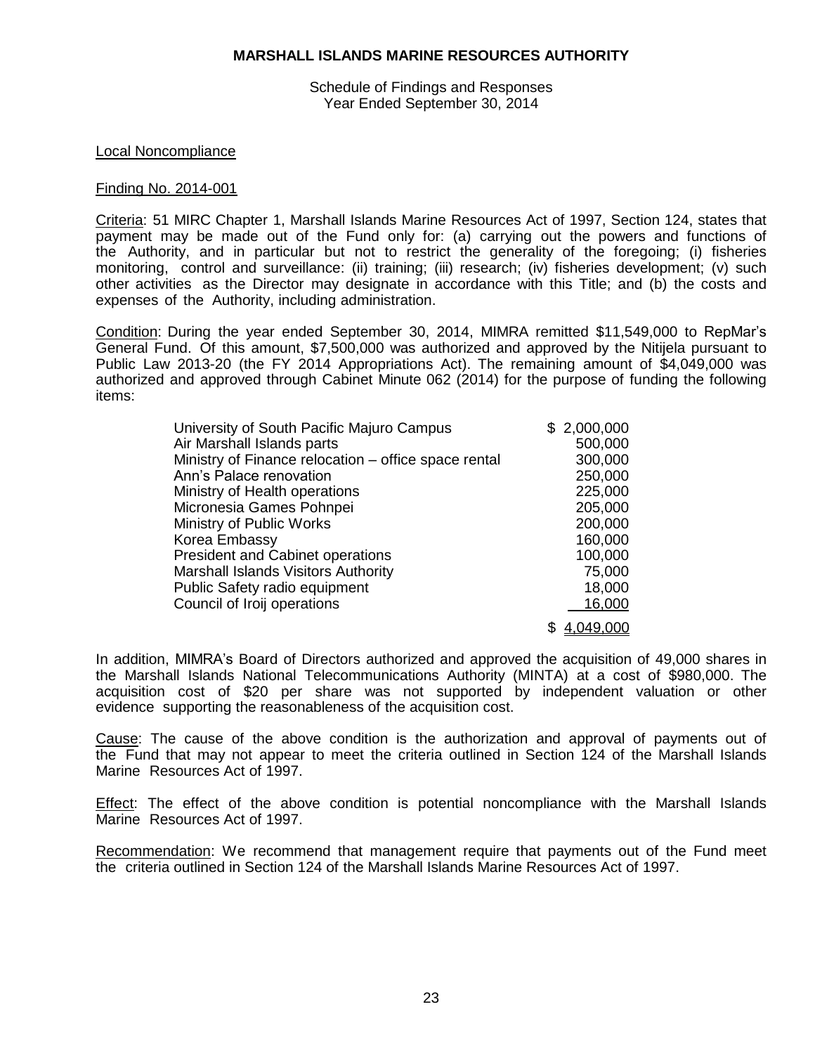**MARSHALL ISLANDS MARINE RESOURCES AUTHORITY**

Schedule of Findings and Responses
Year Ended September 30, 2014

Local Noncompliance

Finding No. 2014-001

Criteria: 51 MIRC Chapter 1, Marshall Islands Marine Resources Act of 1997, Section 124, states that payment may be made out of the Fund only for: (a) carrying out the powers and functions of the Authority, and in particular but not to restrict the generality of the foregoing; (i) fisheries monitoring, control and surveillance: (ii) training; (iii) research; (iv) fisheries development; (v) such other activities as the Director may designate in accordance with this Title; and (b) the costs and expenses of the Authority, including administration.

Condition: During the year ended September 30, 2014, MIMRA remitted $11,549,000 to RepMar's General Fund. Of this amount, $7,500,000 was authorized and approved by the Nitijela pursuant to Public Law 2013-20 (the FY 2014 Appropriations Act). The remaining amount of $4,049,000 was authorized and approved through Cabinet Minute 062 (2014) for the purpose of funding the following items:

| | |
|---|---|
| University of South Pacific Majuro Campus | $ 2,000,000 |
| Air Marshall Islands parts | 500,000 |
| Ministry of Finance relocation – office space rental | 300,000 |
| Ann's Palace renovation | 250,000 |
| Ministry of Health operations | 225,000 |
| Micronesia Games Pohnpei | 205,000 |
| Ministry of Public Works | 200,000 |
| Korea Embassy | 160,000 |
| President and Cabinet operations | 100,000 |
| Marshall Islands Visitors Authority | 75,000 |
| Public Safety radio equipment | 18,000 |
| Council of Iroij operations | 16,000 |
| | $ 4,049,000 |

In addition, MIMRA's Board of Directors authorized and approved the acquisition of 49,000 shares in the Marshall Islands National Telecommunications Authority (MINTA) at a cost of $980,000. The acquisition cost of $20 per share was not supported by independent valuation or other evidence supporting the reasonableness of the acquisition cost.

Cause: The cause of the above condition is the authorization and approval of payments out of the Fund that may not appear to meet the criteria outlined in Section 124 of the Marshall Islands Marine Resources Act of 1997.

Effect: The effect of the above condition is potential noncompliance with the Marshall Islands Marine Resources Act of 1997.

Recommendation: We recommend that management require that payments out of the Fund meet the criteria outlined in Section 124 of the Marshall Islands Marine Resources Act of 1997.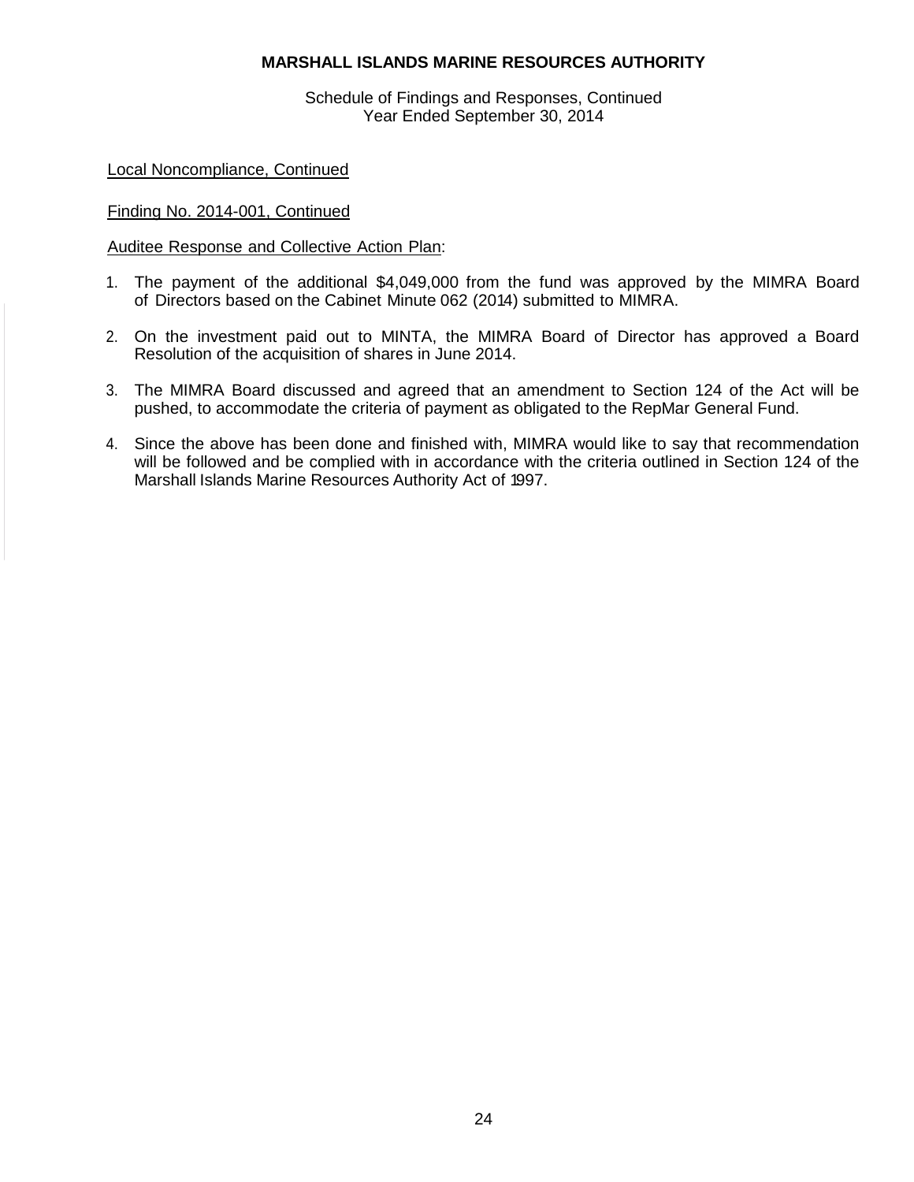**MARSHALL ISLANDS MARINE RESOURCES AUTHORITY**

Schedule of Findings and Responses, Continued
Year Ended September 30, 2014

Local Noncompliance, Continued

Finding No. 2014-001, Continued

Auditee Response and Collective Action Plan:

1. The payment of the additional $4,049,000 from the fund was approved by the MIMRA Board of Directors based on the Cabinet Minute 062 (2014) submitted to MIMRA.

2. On the investment paid out to MINTA, the MIMRA Board of Director has approved a Board Resolution of the acquisition of shares in June 2014.

3. The MIMRA Board discussed and agreed that an amendment to Section 124 of the Act will be pushed, to accommodate the criteria of payment as obligated to the RepMar General Fund.

4. Since the above has been done and finished with, MIMRA would like to say that recommendation will be followed and be complied with in accordance with the criteria outlined in Section 124 of the Marshall Islands Marine Resources Authority Act of 1997.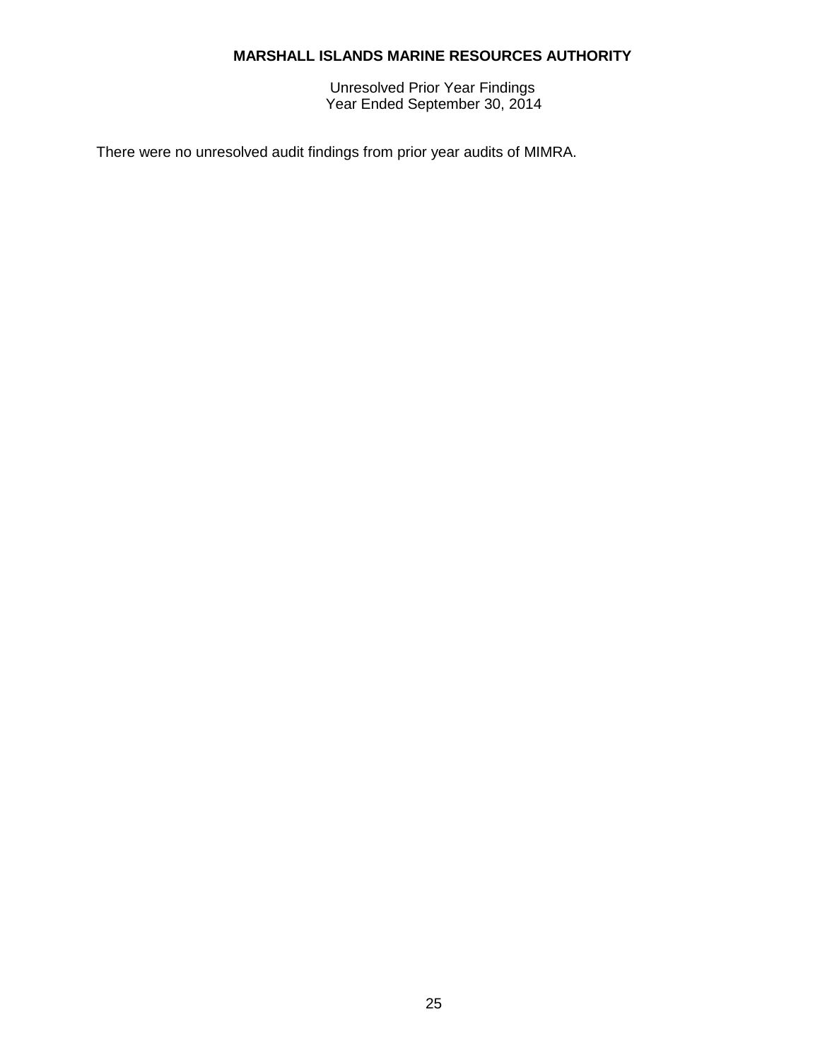# MARSHALL ISLANDS MARINE RESOURCES AUTHORITY

Unresolved Prior Year Findings
Year Ended September 30, 2014

There were no unresolved audit findings from prior year audits of MIMRA.